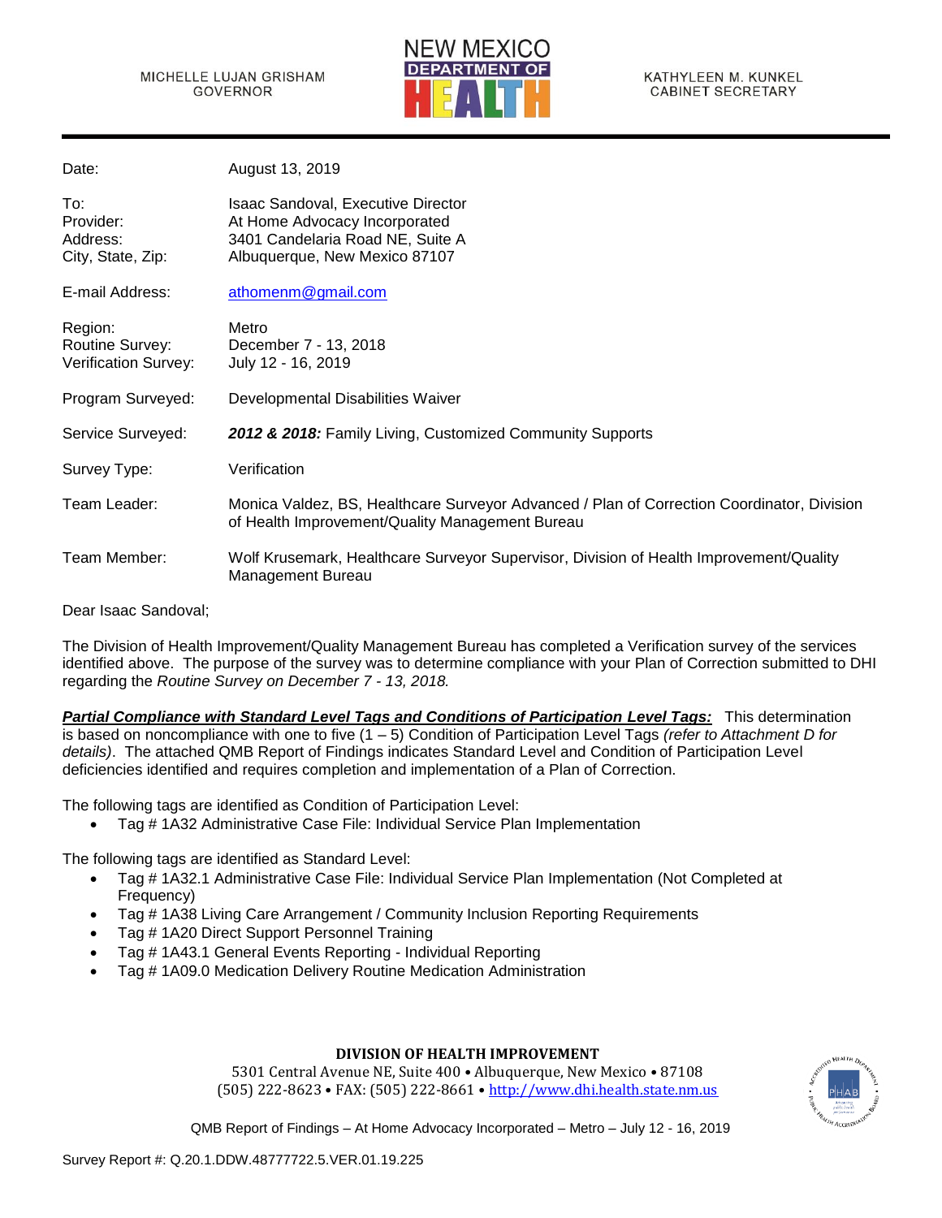MICHELLE LUJAN GRISHAM
GOVERNOR

NEW MEXICO
DEPARTMENT OF
HEALTH

KATHYLEEN M. KUNKEL
CABINET SECRETARY

| | |
|---|---|
| Date: | August 13, 2019 |
| To: | Isaac Sandoval, Executive Director |
| Provider: | At Home Advocacy Incorporated |
| Address: | 3401 Candelaria Road NE, Suite A |
| City, State, Zip: | Albuquerque, New Mexico 87107 |
| E-mail Address: | athomenm@gmail.com |
| Region: | Metro |
| Routine Survey: | December 7 - 13, 2018 |
| Verification Survey: | July 12 - 16, 2019 |
| Program Surveyed: | Developmental Disabilities Waiver |
| Service Surveyed: | ***2012 & 2018:*** Family Living, Customized Community Supports |
| Survey Type: | Verification |
| Team Leader: | Monica Valdez, BS, Healthcare Surveyor Advanced / Plan of Correction Coordinator, Division of Health Improvement/Quality Management Bureau |
| Team Member: | Wolf Krusemark, Healthcare Surveyor Supervisor, Division of Health Improvement/Quality Management Bureau |

Dear Isaac Sandoval;

The Division of Health Improvement/Quality Management Bureau has completed a Verification survey of the services identified above. The purpose of the survey was to determine compliance with your Plan of Correction submitted to DHI regarding the *Routine Survey on December 7 - 13, 2018.*

***Partial Compliance with Standard Level Tags and Conditions of Participation Level Tags:*** This determination is based on noncompliance with one to five (1 – 5) Condition of Participation Level Tags *(refer to Attachment D for details)*. The attached QMB Report of Findings indicates Standard Level and Condition of Participation Level deficiencies identified and requires completion and implementation of a Plan of Correction.

The following tags are identified as Condition of Participation Level:

- Tag # 1A32 Administrative Case File: Individual Service Plan Implementation

The following tags are identified as Standard Level:

- Tag # 1A32.1 Administrative Case File: Individual Service Plan Implementation (Not Completed at Frequency)
- Tag # 1A38 Living Care Arrangement / Community Inclusion Reporting Requirements
- Tag # 1A20 Direct Support Personnel Training
- Tag # 1A43.1 General Events Reporting - Individual Reporting
- Tag # 1A09.0 Medication Delivery Routine Medication Administration

**DIVISION OF HEALTH IMPROVEMENT**
5301 Central Avenue NE, Suite 400 • Albuquerque, New Mexico • 87108
(505) 222-8623 • FAX: (505) 222-8661 • http://www.dhi.health.state.nm.us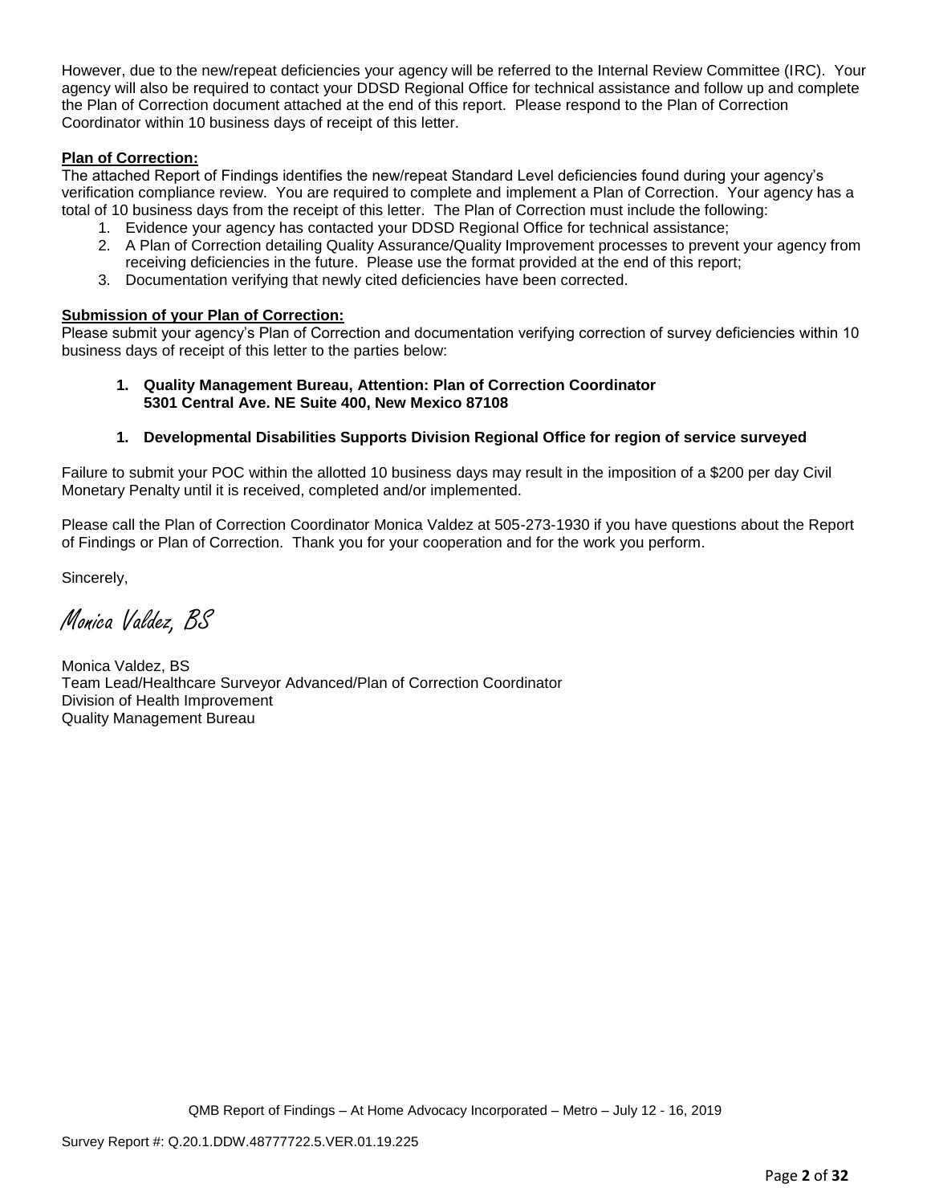However, due to the new/repeat deficiencies your agency will be referred to the Internal Review Committee (IRC). Your agency will also be required to contact your DDSD Regional Office for technical assistance and follow up and complete the Plan of Correction document attached at the end of this report. Please respond to the Plan of Correction Coordinator within 10 business days of receipt of this letter.

**Plan of Correction:**

The attached Report of Findings identifies the new/repeat Standard Level deficiencies found during your agency's verification compliance review. You are required to complete and implement a Plan of Correction. Your agency has a total of 10 business days from the receipt of this letter. The Plan of Correction must include the following:

1. Evidence your agency has contacted your DDSD Regional Office for technical assistance;
2. A Plan of Correction detailing Quality Assurance/Quality Improvement processes to prevent your agency from receiving deficiencies in the future. Please use the format provided at the end of this report;
3. Documentation verifying that newly cited deficiencies have been corrected.

**Submission of your Plan of Correction:**

Please submit your agency's Plan of Correction and documentation verifying correction of survey deficiencies within 10 business days of receipt of this letter to the parties below:

1. **Quality Management Bureau, Attention: Plan of Correction Coordinator**
   **5301 Central Ave. NE Suite 400, New Mexico 87108**

1. **Developmental Disabilities Supports Division Regional Office for region of service surveyed**

Failure to submit your POC within the allotted 10 business days may result in the imposition of a $200 per day Civil Monetary Penalty until it is received, completed and/or implemented.

Please call the Plan of Correction Coordinator Monica Valdez at 505-273-1930 if you have questions about the Report of Findings or Plan of Correction. Thank you for your cooperation and for the work you perform.

Sincerely,

*Monica Valdez, BS*

Monica Valdez, BS
Team Lead/Healthcare Surveyor Advanced/Plan of Correction Coordinator
Division of Health Improvement
Quality Management Bureau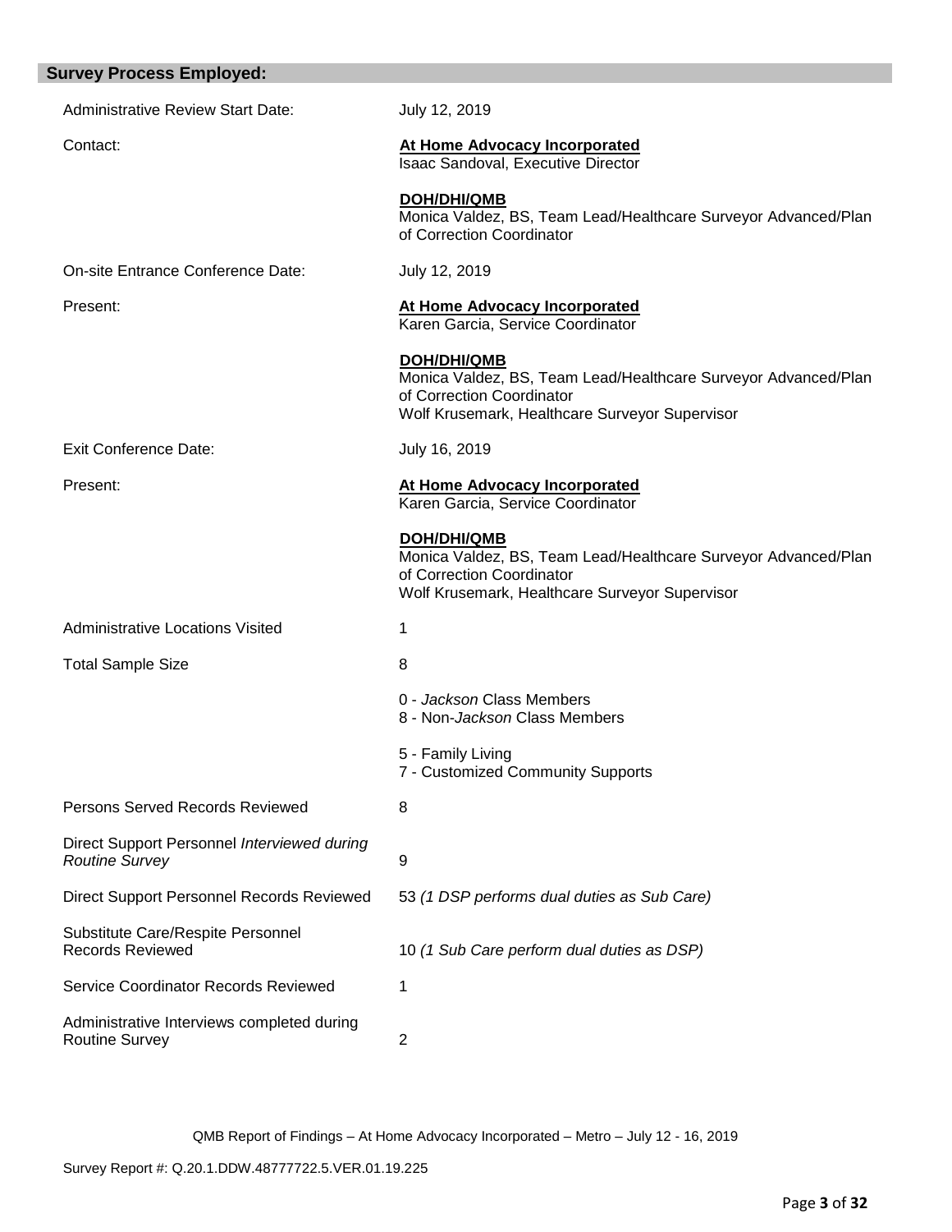## Survey Process Employed:

| | |
|---|---|
| Administrative Review Start Date: | July 12, 2019 |
| Contact: | **At Home Advocacy Incorporated**<br>Isaac Sandoval, Executive Director<br><br>**DOH/DHI/QMB**<br>Monica Valdez, BS, Team Lead/Healthcare Surveyor Advanced/Plan of Correction Coordinator |
| On-site Entrance Conference Date: | July 12, 2019 |
| Present: | **At Home Advocacy Incorporated**<br>Karen Garcia, Service Coordinator<br><br>**DOH/DHI/QMB**<br>Monica Valdez, BS, Team Lead/Healthcare Surveyor Advanced/Plan of Correction Coordinator<br>Wolf Krusemark, Healthcare Surveyor Supervisor |
| Exit Conference Date: | July 16, 2019 |
| Present: | **At Home Advocacy Incorporated**<br>Karen Garcia, Service Coordinator<br><br>**DOH/DHI/QMB**<br>Monica Valdez, BS, Team Lead/Healthcare Surveyor Advanced/Plan of Correction Coordinator<br>Wolf Krusemark, Healthcare Surveyor Supervisor |
| Administrative Locations Visited | 1 |
| Total Sample Size | 8<br><br>0 - *Jackson* Class Members<br>8 - Non-*Jackson* Class Members<br><br>5 - Family Living<br>7 - Customized Community Supports |
| Persons Served Records Reviewed | 8 |
| Direct Support Personnel *Interviewed during Routine Survey* | 9 |
| Direct Support Personnel Records Reviewed | 53 *(1 DSP performs dual duties as Sub Care)* |
| Substitute Care/Respite Personnel Records Reviewed | 10 *(1 Sub Care perform dual duties as DSP)* |
| Service Coordinator Records Reviewed | 1 |
| Administrative Interviews completed during Routine Survey | 2 |

QMB Report of Findings – At Home Advocacy Incorporated – Metro – July 12 - 16, 2019

Survey Report #: Q.20.1.DDW.48777722.5.VER.01.19.225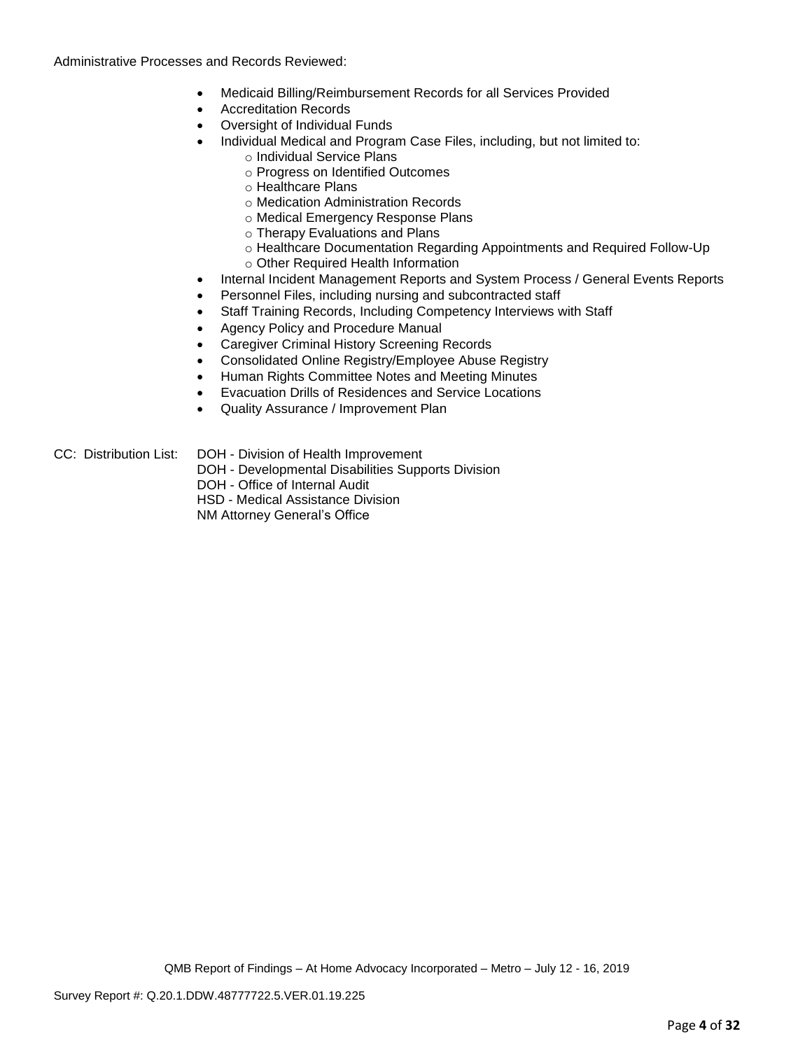Administrative Processes and Records Reviewed:

- Medicaid Billing/Reimbursement Records for all Services Provided
- Accreditation Records
- Oversight of Individual Funds
- Individual Medical and Program Case Files, including, but not limited to:
    - Individual Service Plans
    - Progress on Identified Outcomes
    - Healthcare Plans
    - Medication Administration Records
    - Medical Emergency Response Plans
    - Therapy Evaluations and Plans
    - Healthcare Documentation Regarding Appointments and Required Follow-Up
    - Other Required Health Information
- Internal Incident Management Reports and System Process / General Events Reports
- Personnel Files, including nursing and subcontracted staff
- Staff Training Records, Including Competency Interviews with Staff
- Agency Policy and Procedure Manual
- Caregiver Criminal History Screening Records
- Consolidated Online Registry/Employee Abuse Registry
- Human Rights Committee Notes and Meeting Minutes
- Evacuation Drills of Residences and Service Locations
- Quality Assurance / Improvement Plan

CC: Distribution List: DOH - Division of Health Improvement
DOH - Developmental Disabilities Supports Division
DOH - Office of Internal Audit
HSD - Medical Assistance Division
NM Attorney General's Office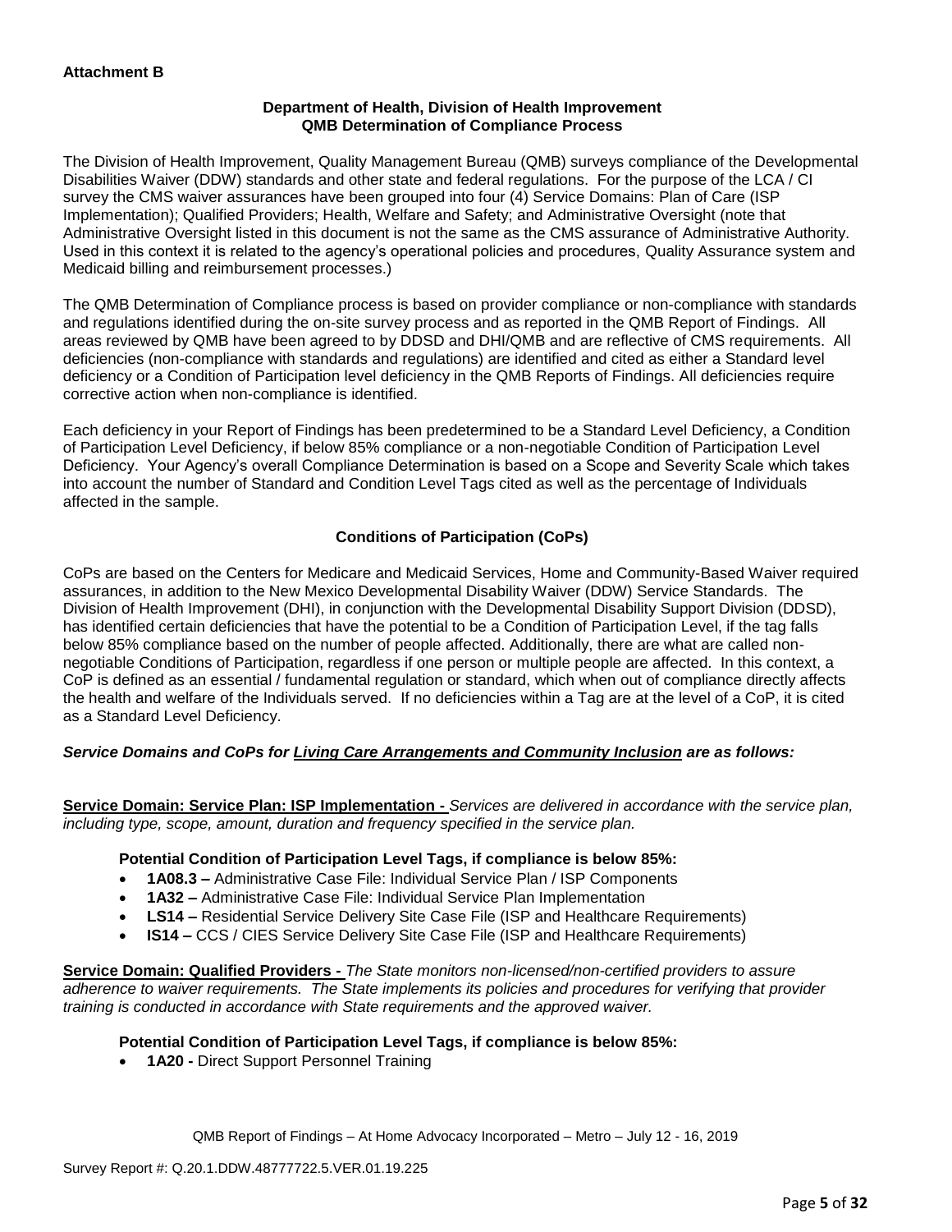**Attachment B**

**Department of Health, Division of Health Improvement**
**QMB Determination of Compliance Process**

The Division of Health Improvement, Quality Management Bureau (QMB) surveys compliance of the Developmental Disabilities Waiver (DDW) standards and other state and federal regulations. For the purpose of the LCA / CI survey the CMS waiver assurances have been grouped into four (4) Service Domains: Plan of Care (ISP Implementation); Qualified Providers; Health, Welfare and Safety; and Administrative Oversight (note that Administrative Oversight listed in this document is not the same as the CMS assurance of Administrative Authority. Used in this context it is related to the agency's operational policies and procedures, Quality Assurance system and Medicaid billing and reimbursement processes.)

The QMB Determination of Compliance process is based on provider compliance or non-compliance with standards and regulations identified during the on-site survey process and as reported in the QMB Report of Findings. All areas reviewed by QMB have been agreed to by DDSD and DHI/QMB and are reflective of CMS requirements. All deficiencies (non-compliance with standards and regulations) are identified and cited as either a Standard level deficiency or a Condition of Participation level deficiency in the QMB Reports of Findings. All deficiencies require corrective action when non-compliance is identified.

Each deficiency in your Report of Findings has been predetermined to be a Standard Level Deficiency, a Condition of Participation Level Deficiency, if below 85% compliance or a non-negotiable Condition of Participation Level Deficiency. Your Agency's overall Compliance Determination is based on a Scope and Severity Scale which takes into account the number of Standard and Condition Level Tags cited as well as the percentage of Individuals affected in the sample.

**Conditions of Participation (CoPs)**

CoPs are based on the Centers for Medicare and Medicaid Services, Home and Community-Based Waiver required assurances, in addition to the New Mexico Developmental Disability Waiver (DDW) Service Standards. The Division of Health Improvement (DHI), in conjunction with the Developmental Disability Support Division (DDSD), has identified certain deficiencies that have the potential to be a Condition of Participation Level, if the tag falls below 85% compliance based on the number of people affected. Additionally, there are what are called non-negotiable Conditions of Participation, regardless if one person or multiple people are affected. In this context, a CoP is defined as an essential / fundamental regulation or standard, which when out of compliance directly affects the health and welfare of the Individuals served. If no deficiencies within a Tag are at the level of a CoP, it is cited as a Standard Level Deficiency.

***Service Domains and CoPs for Living Care Arrangements and Community Inclusion are as follows:***

**Service Domain: Service Plan: ISP Implementation -** *Services are delivered in accordance with the service plan, including type, scope, amount, duration and frequency specified in the service plan.*

**Potential Condition of Participation Level Tags, if compliance is below 85%:**

- **1A08.3 –** Administrative Case File: Individual Service Plan / ISP Components
- **1A32 –** Administrative Case File: Individual Service Plan Implementation
- **LS14 –** Residential Service Delivery Site Case File (ISP and Healthcare Requirements)
- **IS14 –** CCS / CIES Service Delivery Site Case File (ISP and Healthcare Requirements)

**Service Domain: Qualified Providers -** *The State monitors non-licensed/non-certified providers to assure adherence to waiver requirements. The State implements its policies and procedures for verifying that provider training is conducted in accordance with State requirements and the approved waiver.*

**Potential Condition of Participation Level Tags, if compliance is below 85%:**

- **1A20 -** Direct Support Personnel Training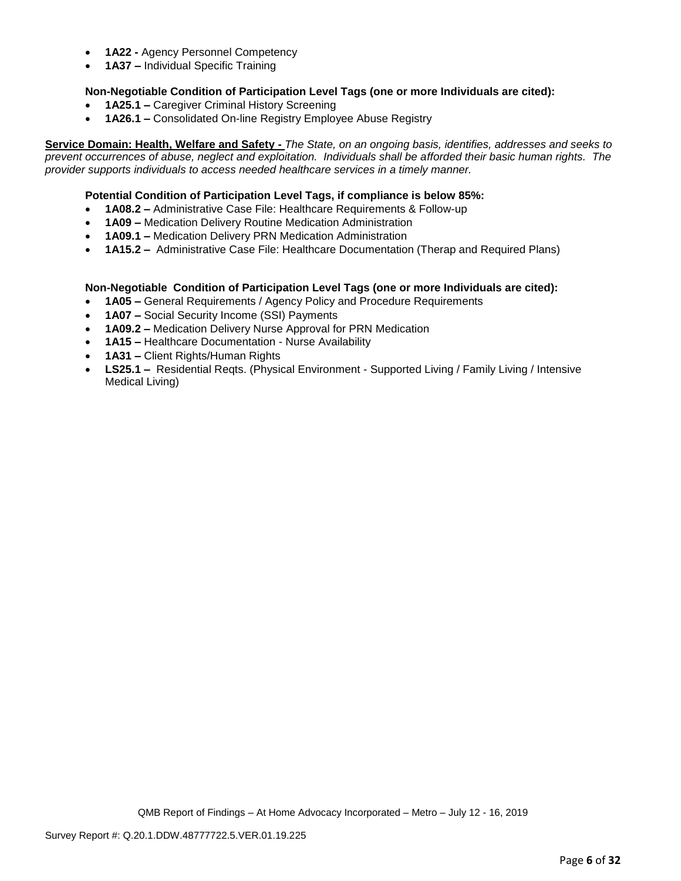- **1A22 -** Agency Personnel Competency
- **1A37 –** Individual Specific Training

**Non-Negotiable Condition of Participation Level Tags (one or more Individuals are cited):**

- **1A25.1 –** Caregiver Criminal History Screening
- **1A26.1 –** Consolidated On-line Registry Employee Abuse Registry

**Service Domain: Health, Welfare and Safety -** *The State, on an ongoing basis, identifies, addresses and seeks to prevent occurrences of abuse, neglect and exploitation. Individuals shall be afforded their basic human rights. The provider supports individuals to access needed healthcare services in a timely manner.*

**Potential Condition of Participation Level Tags, if compliance is below 85%:**

- **1A08.2 –** Administrative Case File: Healthcare Requirements & Follow-up
- **1A09 –** Medication Delivery Routine Medication Administration
- **1A09.1 –** Medication Delivery PRN Medication Administration
- **1A15.2 –** Administrative Case File: Healthcare Documentation (Therap and Required Plans)

**Non-Negotiable Condition of Participation Level Tags (one or more Individuals are cited):**

- **1A05 –** General Requirements / Agency Policy and Procedure Requirements
- **1A07 –** Social Security Income (SSI) Payments
- **1A09.2 –** Medication Delivery Nurse Approval for PRN Medication
- **1A15 –** Healthcare Documentation - Nurse Availability
- **1A31 –** Client Rights/Human Rights
- **LS25.1 –** Residential Reqts. (Physical Environment - Supported Living / Family Living / Intensive Medical Living)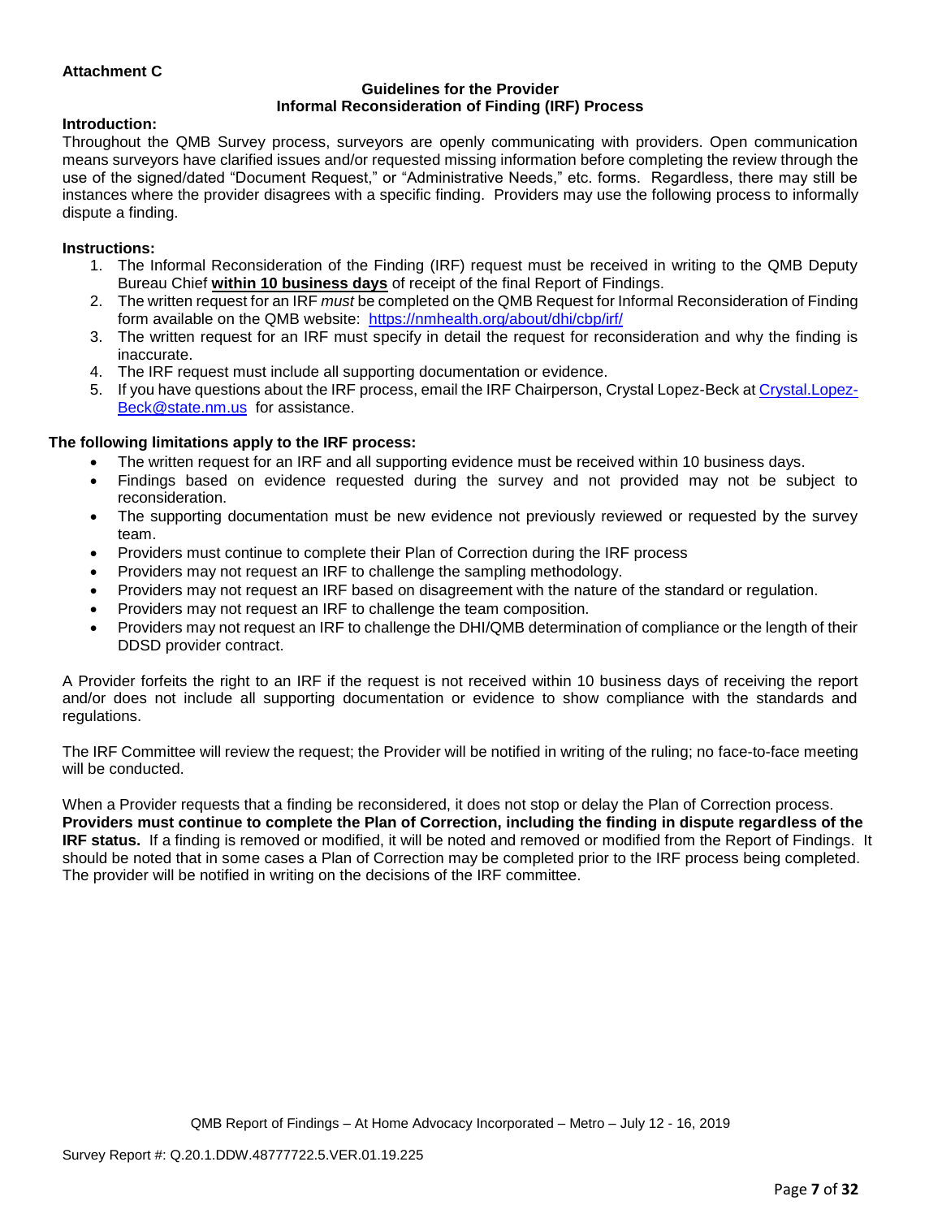**Attachment C**

**Guidelines for the Provider**
**Informal Reconsideration of Finding (IRF) Process**

**Introduction:**

Throughout the QMB Survey process, surveyors are openly communicating with providers. Open communication means surveyors have clarified issues and/or requested missing information before completing the review through the use of the signed/dated "Document Request," or "Administrative Needs," etc. forms. Regardless, there may still be instances where the provider disagrees with a specific finding. Providers may use the following process to informally dispute a finding.

**Instructions:**

1. The Informal Reconsideration of the Finding (IRF) request must be received in writing to the QMB Deputy Bureau Chief **within 10 business days** of receipt of the final Report of Findings.
2. The written request for an IRF *must* be completed on the QMB Request for Informal Reconsideration of Finding form available on the QMB website: https://nmhealth.org/about/dhi/cbp/irf/
3. The written request for an IRF must specify in detail the request for reconsideration and why the finding is inaccurate.
4. The IRF request must include all supporting documentation or evidence.
5. If you have questions about the IRF process, email the IRF Chairperson, Crystal Lopez-Beck at Crystal.Lopez-Beck@state.nm.us for assistance.

**The following limitations apply to the IRF process:**

- The written request for an IRF and all supporting evidence must be received within 10 business days.
- Findings based on evidence requested during the survey and not provided may not be subject to reconsideration.
- The supporting documentation must be new evidence not previously reviewed or requested by the survey team.
- Providers must continue to complete their Plan of Correction during the IRF process
- Providers may not request an IRF to challenge the sampling methodology.
- Providers may not request an IRF based on disagreement with the nature of the standard or regulation.
- Providers may not request an IRF to challenge the team composition.
- Providers may not request an IRF to challenge the DHI/QMB determination of compliance or the length of their DDSD provider contract.

A Provider forfeits the right to an IRF if the request is not received within 10 business days of receiving the report and/or does not include all supporting documentation or evidence to show compliance with the standards and regulations.

The IRF Committee will review the request; the Provider will be notified in writing of the ruling; no face-to-face meeting will be conducted.

When a Provider requests that a finding be reconsidered, it does not stop or delay the Plan of Correction process. **Providers must continue to complete the Plan of Correction, including the finding in dispute regardless of the IRF status.** If a finding is removed or modified, it will be noted and removed or modified from the Report of Findings. It should be noted that in some cases a Plan of Correction may be completed prior to the IRF process being completed. The provider will be notified in writing on the decisions of the IRF committee.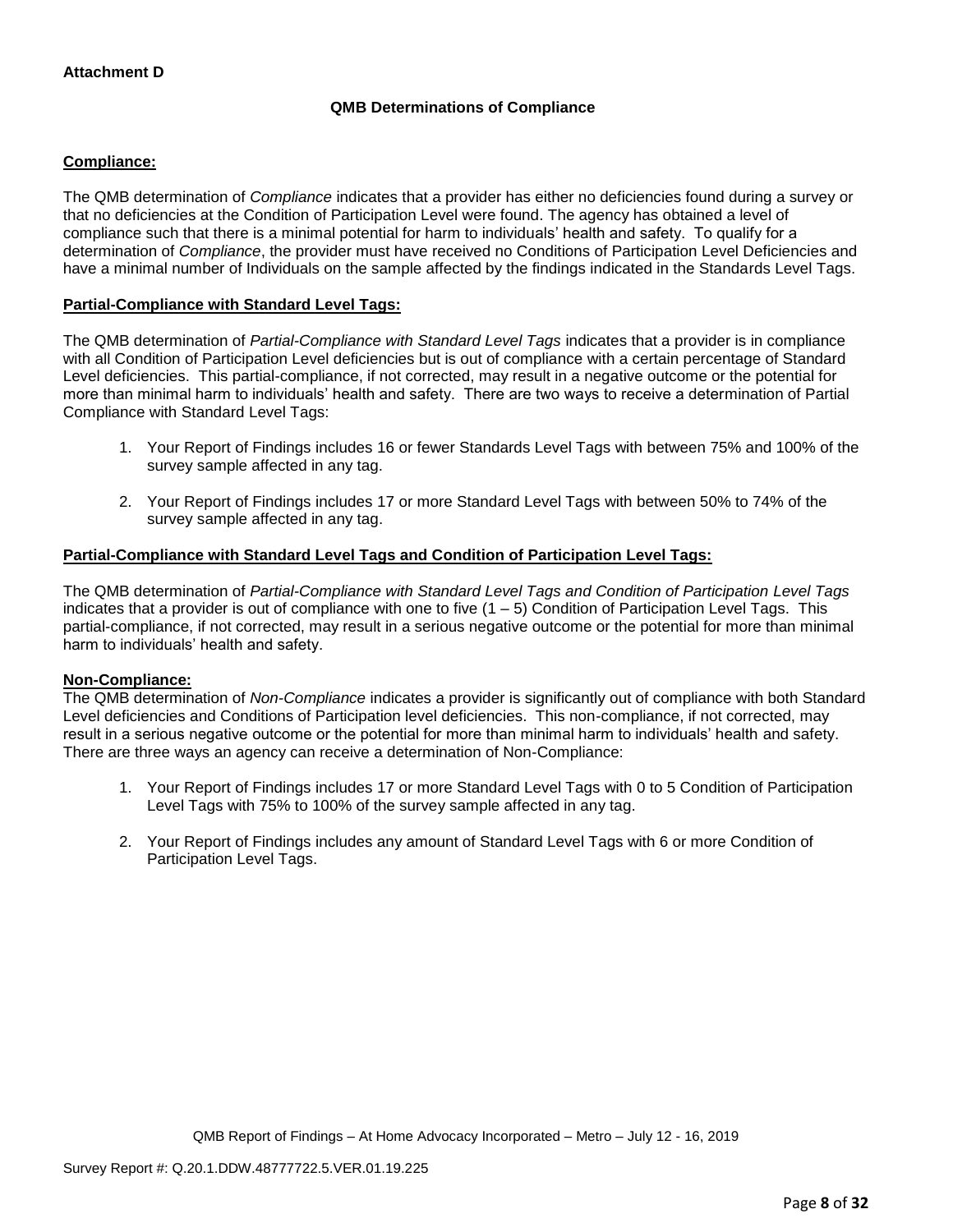**Attachment D**

**QMB Determinations of Compliance**

**Compliance:**

The QMB determination of *Compliance* indicates that a provider has either no deficiencies found during a survey or that no deficiencies at the Condition of Participation Level were found. The agency has obtained a level of compliance such that there is a minimal potential for harm to individuals' health and safety. To qualify for a determination of *Compliance*, the provider must have received no Conditions of Participation Level Deficiencies and have a minimal number of Individuals on the sample affected by the findings indicated in the Standards Level Tags.

**Partial-Compliance with Standard Level Tags:**

The QMB determination of *Partial-Compliance with Standard Level Tags* indicates that a provider is in compliance with all Condition of Participation Level deficiencies but is out of compliance with a certain percentage of Standard Level deficiencies. This partial-compliance, if not corrected, may result in a negative outcome or the potential for more than minimal harm to individuals' health and safety. There are two ways to receive a determination of Partial Compliance with Standard Level Tags:

1. Your Report of Findings includes 16 or fewer Standards Level Tags with between 75% and 100% of the survey sample affected in any tag.
2. Your Report of Findings includes 17 or more Standard Level Tags with between 50% to 74% of the survey sample affected in any tag.

**Partial-Compliance with Standard Level Tags and Condition of Participation Level Tags:**

The QMB determination of *Partial-Compliance with Standard Level Tags and Condition of Participation Level Tags* indicates that a provider is out of compliance with one to five (1 – 5) Condition of Participation Level Tags. This partial-compliance, if not corrected, may result in a serious negative outcome or the potential for more than minimal harm to individuals' health and safety.

**Non-Compliance:**

The QMB determination of *Non-Compliance* indicates a provider is significantly out of compliance with both Standard Level deficiencies and Conditions of Participation level deficiencies. This non-compliance, if not corrected, may result in a serious negative outcome or the potential for more than minimal harm to individuals' health and safety. There are three ways an agency can receive a determination of Non-Compliance:

1. Your Report of Findings includes 17 or more Standard Level Tags with 0 to 5 Condition of Participation Level Tags with 75% to 100% of the survey sample affected in any tag.
2. Your Report of Findings includes any amount of Standard Level Tags with 6 or more Condition of Participation Level Tags.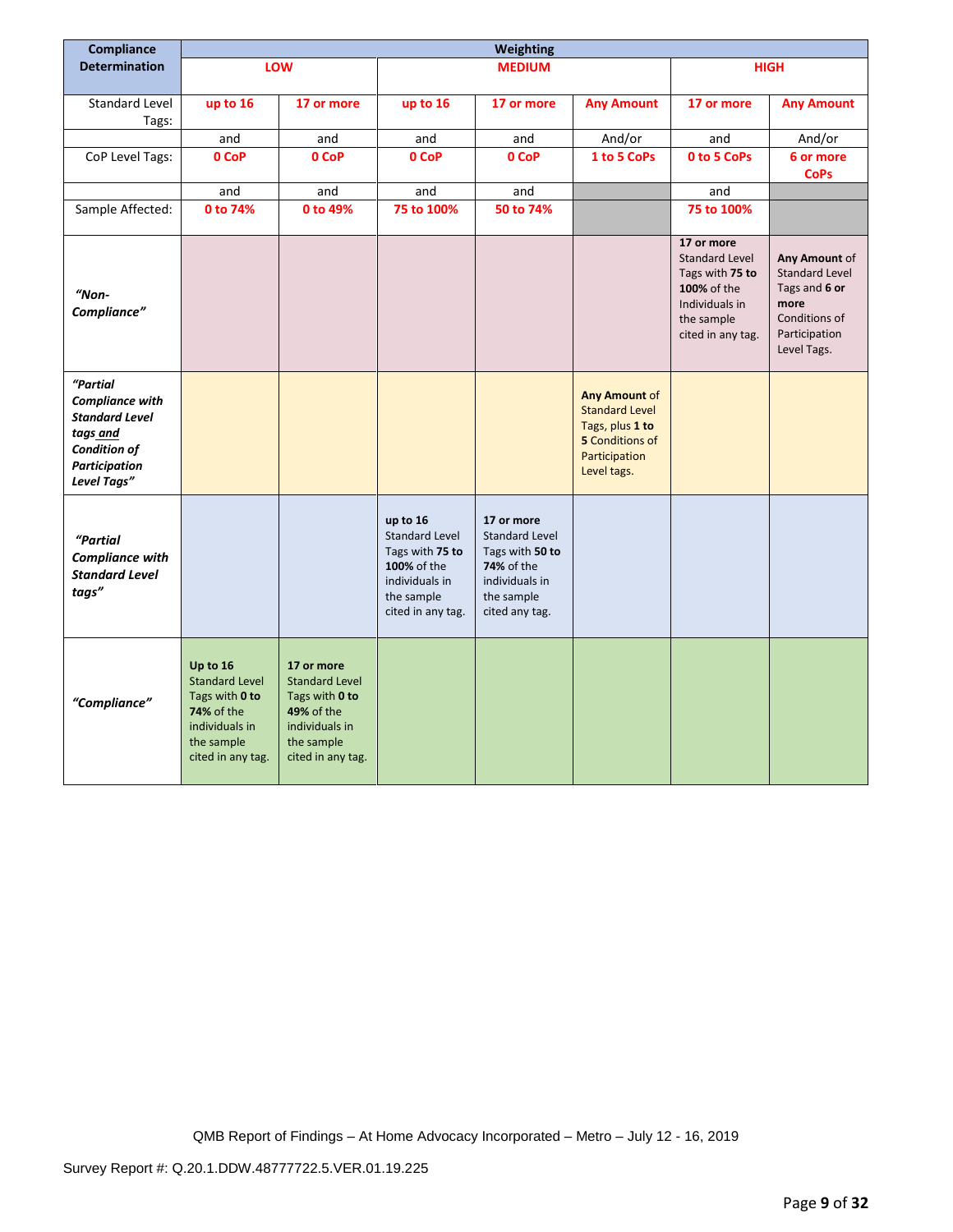| Compliance Determination | Weighting | | | | | | |
|---|---|---|---|---|---|---|---|
| | **LOW** | | **MEDIUM** | | | **HIGH** | |
| Standard Level Tags: | **up to 16** | **17 or more** | **up to 16** | **17 or more** | **Any Amount** | **17 or more** | **Any Amount** |
| | and | and | and | and | And/or | and | And/or |
| CoP Level Tags: | **0 CoP** | **0 CoP** | **0 CoP** | **0 CoP** | **1 to 5 CoPs** | **0 to 5 CoPs** | **6 or more CoPs** |
| | and | and | and | and | | and | |
| Sample Affected: | **0 to 74%** | **0 to 49%** | **75 to 100%** | **50 to 74%** | | **75 to 100%** | |
| ***"Non-Compliance"*** | | | | | | **17 or more** Standard Level Tags with **75 to 100%** of the Individuals in the sample cited in any tag. | **Any Amount** of Standard Level Tags and **6 or more** Conditions of Participation Level Tags. |
| ***"Partial Compliance with Standard Level tags and Condition of Participation Level Tags"*** | | | | | **Any Amount** of Standard Level Tags, plus **1 to 5** Conditions of Participation Level tags. | | |
| ***"Partial Compliance with Standard Level tags"*** | | | **up to 16** Standard Level Tags with **75 to 100%** of the individuals in the sample cited in any tag. | **17 or more** Standard Level Tags with **50 to 74%** of the individuals in the sample cited any tag. | | | |
| ***"Compliance"*** | **Up to 16** Standard Level Tags with **0 to 74%** of the individuals in the sample cited in any tag. | **17 or more** Standard Level Tags with **0 to 49%** of the individuals in the sample cited in any tag. | | | | | |

QMB Report of Findings – At Home Advocacy Incorporated – Metro – July 12 - 16, 2019

Survey Report #: Q.20.1.DDW.48777722.5.VER.01.19.225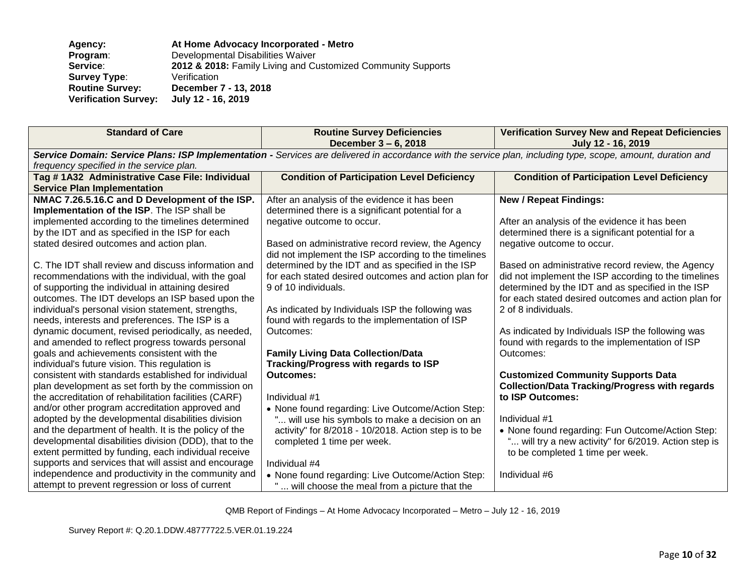**Agency:** At Home Advocacy Incorporated - Metro
**Program**: Developmental Disabilities Waiver
**Service**: **2012 & 2018:** Family Living and Customized Community Supports
**Survey Type**: Verification
**Routine Survey:** **December 7 - 13, 2018**
**Verification Survey:** **July 12 - 16, 2019**

| Standard of Care | Routine Survey Deficiencies December 3 – 6, 2018 | Verification Survey New and Repeat Deficiencies July 12 - 16, 2019 |
|---|---|---|
| ***Service Domain: Service Plans: ISP Implementation -*** *Services are delivered in accordance with the service plan, including type, scope, amount, duration and frequency specified in the service plan.* | | |
| **Tag # 1A32 Administrative Case File: Individual Service Plan Implementation** | **Condition of Participation Level Deficiency** | **Condition of Participation Level Deficiency** |
| **NMAC 7.26.5.16.C and D Development of the ISP. Implementation of the ISP**. The ISP shall be implemented according to the timelines determined by the IDT and as specified in the ISP for each stated desired outcomes and action plan.<br><br>C. The IDT shall review and discuss information and recommendations with the individual, with the goal of supporting the individual in attaining desired outcomes. The IDT develops an ISP based upon the individual's personal vision statement, strengths, needs, interests and preferences. The ISP is a dynamic document, revised periodically, as needed, and amended to reflect progress towards personal goals and achievements consistent with the individual's future vision. This regulation is consistent with standards established for individual plan development as set forth by the commission on the accreditation of rehabilitation facilities (CARF) and/or other program accreditation approved and adopted by the developmental disabilities division and the department of health. It is the policy of the developmental disabilities division (DDD), that to the extent permitted by funding, each individual receive supports and services that will assist and encourage independence and productivity in the community and attempt to prevent regression or loss of current | After an analysis of the evidence it has been determined there is a significant potential for a negative outcome to occur.<br><br>Based on administrative record review, the Agency did not implement the ISP according to the timelines determined by the IDT and as specified in the ISP for each stated desired outcomes and action plan for 9 of 10 individuals.<br><br>As indicated by Individuals ISP the following was found with regards to the implementation of ISP Outcomes:<br><br>**Family Living Data Collection/Data Tracking/Progress with regards to ISP Outcomes:**<br><br>Individual #1<br>• None found regarding: Live Outcome/Action Step: "... will use his symbols to make a decision on an activity" for 8/2018 - 10/2018. Action step is to be completed 1 time per week.<br><br>Individual #4<br>• None found regarding: Live Outcome/Action Step: " ... will choose the meal from a picture that the | **New / Repeat Findings:**<br><br>After an analysis of the evidence it has been determined there is a significant potential for a negative outcome to occur.<br><br>Based on administrative record review, the Agency did not implement the ISP according to the timelines determined by the IDT and as specified in the ISP for each stated desired outcomes and action plan for 2 of 8 individuals.<br><br>As indicated by Individuals ISP the following was found with regards to the implementation of ISP Outcomes:<br><br>**Customized Community Supports Data Collection/Data Tracking/Progress with regards to ISP Outcomes:**<br><br>Individual #1<br>• None found regarding: Fun Outcome/Action Step: "... will try a new activity" for 6/2019. Action step is to be completed 1 time per week.<br><br>Individual #6 |

QMB Report of Findings – At Home Advocacy Incorporated – Metro – July 12 - 16, 2019

Survey Report #: Q.20.1.DDW.48777722.5.VER.01.19.224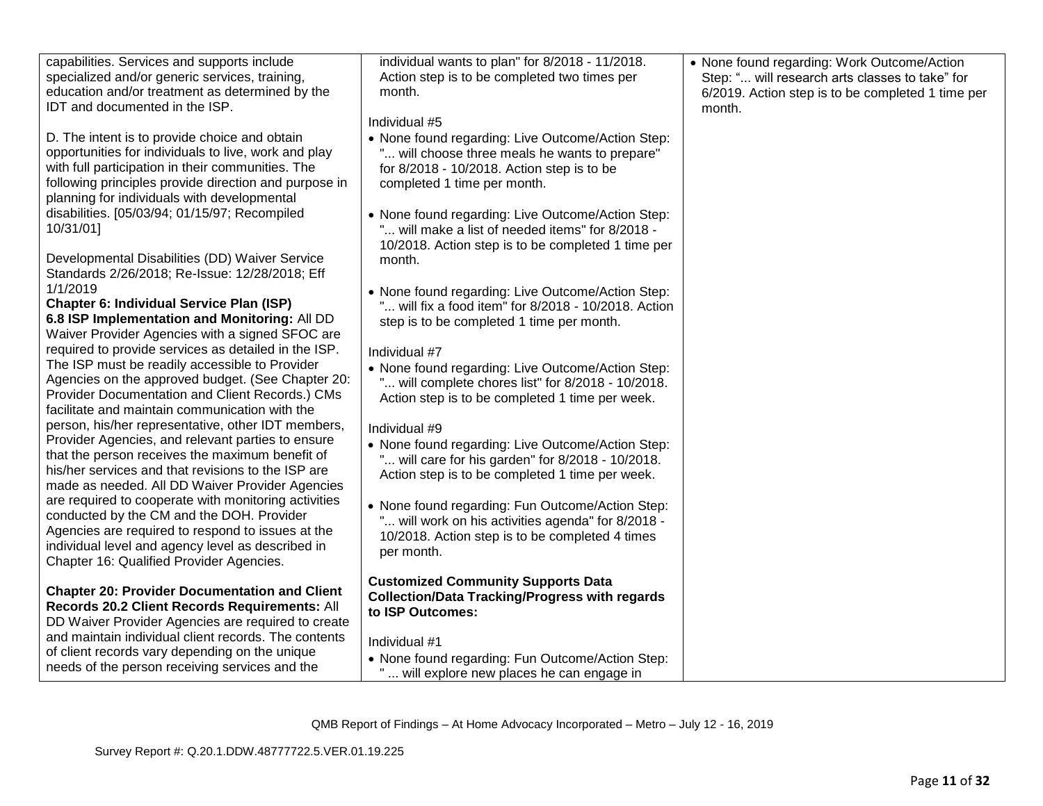| | | |
|---|---|---|
| capabilities. Services and supports include specialized and/or generic services, training, education and/or treatment as determined by the IDT and documented in the ISP.<br><br>D. The intent is to provide choice and obtain opportunities for individuals to live, work and play with full participation in their communities. The following principles provide direction and purpose in planning for individuals with developmental disabilities. [05/03/94; 01/15/97; Recompiled 10/31/01]<br><br>Developmental Disabilities (DD) Waiver Service Standards 2/26/2018; Re-Issue: 12/28/2018; Eff 1/1/2019<br>**Chapter 6: Individual Service Plan (ISP)**<br>**6.8 ISP Implementation and Monitoring:** All DD Waiver Provider Agencies with a signed SFOC are required to provide services as detailed in the ISP. The ISP must be readily accessible to Provider Agencies on the approved budget. (See Chapter 20: Provider Documentation and Client Records.) CMs facilitate and maintain communication with the person, his/her representative, other IDT members, Provider Agencies, and relevant parties to ensure that the person receives the maximum benefit of his/her services and that revisions to the ISP are made as needed. All DD Waiver Provider Agencies are required to cooperate with monitoring activities conducted by the CM and the DOH. Provider Agencies are required to respond to issues at the individual level and agency level as described in Chapter 16: Qualified Provider Agencies.<br><br>**Chapter 20: Provider Documentation and Client Records 20.2 Client Records Requirements:** All DD Waiver Provider Agencies are required to create and maintain individual client records. The contents of client records vary depending on the unique needs of the person receiving services and the | individual wants to plan" for 8/2018 - 11/2018. Action step is to be completed two times per month.<br><br>Individual #5<br>• None found regarding: Live Outcome/Action Step: "... will choose three meals he wants to prepare" for 8/2018 - 10/2018. Action step is to be completed 1 time per month.<br><br>• None found regarding: Live Outcome/Action Step: "... will make a list of needed items" for 8/2018 - 10/2018. Action step is to be completed 1 time per month.<br><br>• None found regarding: Live Outcome/Action Step: "... will fix a food item" for 8/2018 - 10/2018. Action step is to be completed 1 time per month.<br><br>Individual #7<br>• None found regarding: Live Outcome/Action Step: "... will complete chores list" for 8/2018 - 10/2018. Action step is to be completed 1 time per week.<br><br>Individual #9<br>• None found regarding: Live Outcome/Action Step: "... will care for his garden" for 8/2018 - 10/2018. Action step is to be completed 1 time per week.<br><br>• None found regarding: Fun Outcome/Action Step: "... will work on his activities agenda" for 8/2018 - 10/2018. Action step is to be completed 4 times per month.<br><br>**Customized Community Supports Data Collection/Data Tracking/Progress with regards to ISP Outcomes:**<br><br>Individual #1<br>• None found regarding: Fun Outcome/Action Step: " ... will explore new places he can engage in | • None found regarding: Work Outcome/Action Step: "... will research arts classes to take" for 6/2019. Action step is to be completed 1 time per month. |

QMB Report of Findings – At Home Advocacy Incorporated – Metro – July 12 - 16, 2019

Survey Report #: Q.20.1.DDW.48777722.5.VER.01.19.225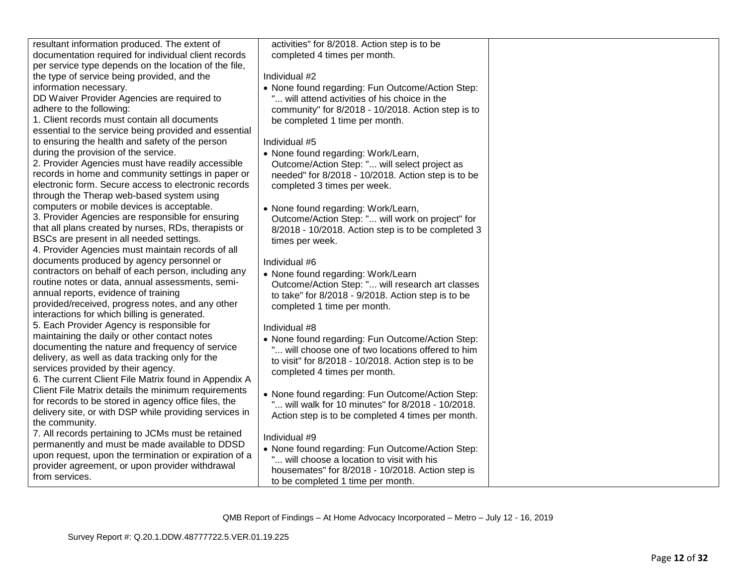| | | |
|---|---|---|
| resultant information produced. The extent of documentation required for individual client records per service type depends on the location of the file, the type of service being provided, and the information necessary.<br>DD Waiver Provider Agencies are required to adhere to the following:<br>1. Client records must contain all documents essential to the service being provided and essential to ensuring the health and safety of the person during the provision of the service.<br>2. Provider Agencies must have readily accessible records in home and community settings in paper or electronic form. Secure access to electronic records through the Therap web-based system using computers or mobile devices is acceptable.<br>3. Provider Agencies are responsible for ensuring that all plans created by nurses, RDs, therapists or BSCs are present in all needed settings.<br>4. Provider Agencies must maintain records of all documents produced by agency personnel or contractors on behalf of each person, including any routine notes or data, annual assessments, semi-annual reports, evidence of training provided/received, progress notes, and any other interactions for which billing is generated.<br>5. Each Provider Agency is responsible for maintaining the daily or other contact notes documenting the nature and frequency of service delivery, as well as data tracking only for the services provided by their agency.<br>6. The current Client File Matrix found in Appendix A Client File Matrix details the minimum requirements for records to be stored in agency office files, the delivery site, or with DSP while providing services in the community.<br>7. All records pertaining to JCMs must be retained permanently and must be made available to DDSD upon request, upon the termination or expiration of a provider agreement, or upon provider withdrawal from services. | activities" for 8/2018. Action step is to be completed 4 times per month.<br><br>Individual #2<br>• None found regarding: Fun Outcome/Action Step: "... will attend activities of his choice in the community" for 8/2018 - 10/2018. Action step is to be completed 1 time per month.<br><br>Individual #5<br>• None found regarding: Work/Learn, Outcome/Action Step: "... will select project as needed" for 8/2018 - 10/2018. Action step is to be completed 3 times per week.<br><br>• None found regarding: Work/Learn, Outcome/Action Step: "... will work on project" for 8/2018 - 10/2018. Action step is to be completed 3 times per week.<br><br>Individual #6<br>• None found regarding: Work/Learn Outcome/Action Step: "... will research art classes to take" for 8/2018 - 9/2018. Action step is to be completed 1 time per month.<br><br>Individual #8<br>• None found regarding: Fun Outcome/Action Step: "... will choose one of two locations offered to him to visit" for 8/2018 - 10/2018. Action step is to be completed 4 times per month.<br><br>• None found regarding: Fun Outcome/Action Step: "... will walk for 10 minutes" for 8/2018 - 10/2018. Action step is to be completed 4 times per month.<br><br>Individual #9<br>• None found regarding: Fun Outcome/Action Step: "... will choose a location to visit with his housemates" for 8/2018 - 10/2018. Action step is to be completed 1 time per month. | |

QMB Report of Findings – At Home Advocacy Incorporated – Metro – July 12 - 16, 2019

Survey Report #: Q.20.1.DDW.48777722.5.VER.01.19.225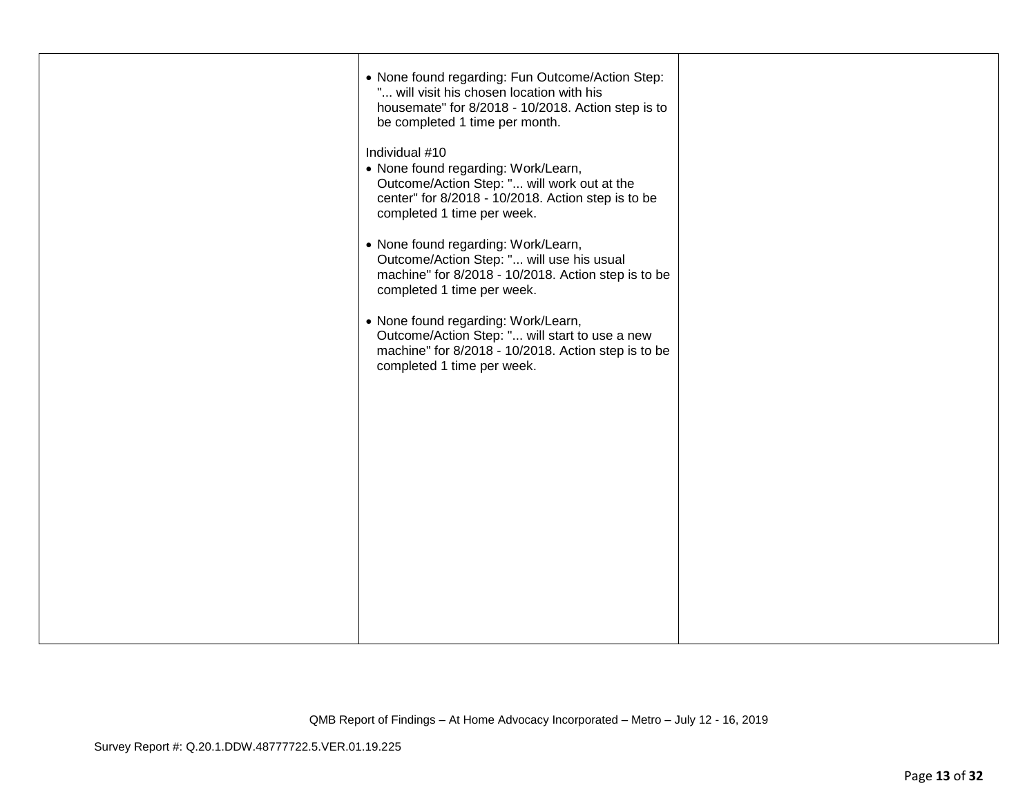| | | |
|---|---|---|
| | • None found regarding: Fun Outcome/Action Step: "... will visit his chosen location with his housemate" for 8/2018 - 10/2018. Action step is to be completed 1 time per month.<br><br>Individual #10<br>• None found regarding: Work/Learn, Outcome/Action Step: "... will work out at the center" for 8/2018 - 10/2018. Action step is to be completed 1 time per week.<br><br>• None found regarding: Work/Learn, Outcome/Action Step: "... will use his usual machine" for 8/2018 - 10/2018. Action step is to be completed 1 time per week.<br><br>• None found regarding: Work/Learn, Outcome/Action Step: "... will start to use a new machine" for 8/2018 - 10/2018. Action step is to be completed 1 time per week. | |

QMB Report of Findings – At Home Advocacy Incorporated – Metro – July 12 - 16, 2019

Survey Report #: Q.20.1.DDW.48777722.5.VER.01.19.225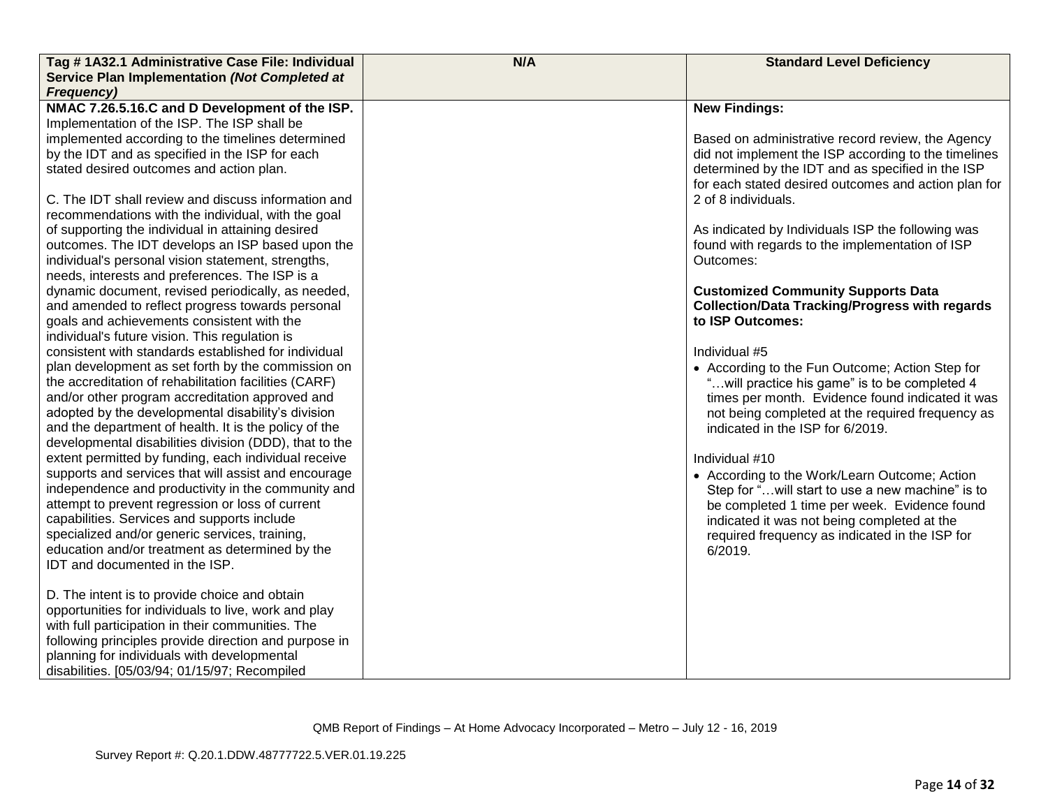| Tag # 1A32.1 Administrative Case File: Individual Service Plan Implementation *(Not Completed at Frequency)* | N/A | Standard Level Deficiency |
|---|---|---|
| **NMAC 7.26.5.16.C and D Development of the ISP.** Implementation of the ISP. The ISP shall be implemented according to the timelines determined by the IDT and as specified in the ISP for each stated desired outcomes and action plan.<br><br>C. The IDT shall review and discuss information and recommendations with the individual, with the goal of supporting the individual in attaining desired outcomes. The IDT develops an ISP based upon the individual's personal vision statement, strengths, needs, interests and preferences. The ISP is a dynamic document, revised periodically, as needed, and amended to reflect progress towards personal goals and achievements consistent with the individual's future vision. This regulation is consistent with standards established for individual plan development as set forth by the commission on the accreditation of rehabilitation facilities (CARF) and/or other program accreditation approved and adopted by the developmental disability's division and the department of health. It is the policy of the developmental disabilities division (DDD), that to the extent permitted by funding, each individual receive supports and services that will assist and encourage independence and productivity in the community and attempt to prevent regression or loss of current capabilities. Services and supports include specialized and/or generic services, training, education and/or treatment as determined by the IDT and documented in the ISP.<br><br>D. The intent is to provide choice and obtain opportunities for individuals to live, work and play with full participation in their communities. The following principles provide direction and purpose in planning for individuals with developmental disabilities. [05/03/94; 01/15/97; Recompiled | | **New Findings:**<br><br>Based on administrative record review, the Agency did not implement the ISP according to the timelines determined by the IDT and as specified in the ISP for each stated desired outcomes and action plan for 2 of 8 individuals.<br><br>As indicated by Individuals ISP the following was found with regards to the implementation of ISP Outcomes:<br><br>**Customized Community Supports Data Collection/Data Tracking/Progress with regards to ISP Outcomes:**<br><br>Individual #5<br>• According to the Fun Outcome; Action Step for "…will practice his game" is to be completed 4 times per month. Evidence found indicated it was not being completed at the required frequency as indicated in the ISP for 6/2019.<br><br>Individual #10<br>• According to the Work/Learn Outcome; Action Step for "…will start to use a new machine" is to be completed 1 time per week. Evidence found indicated it was not being completed at the required frequency as indicated in the ISP for 6/2019. |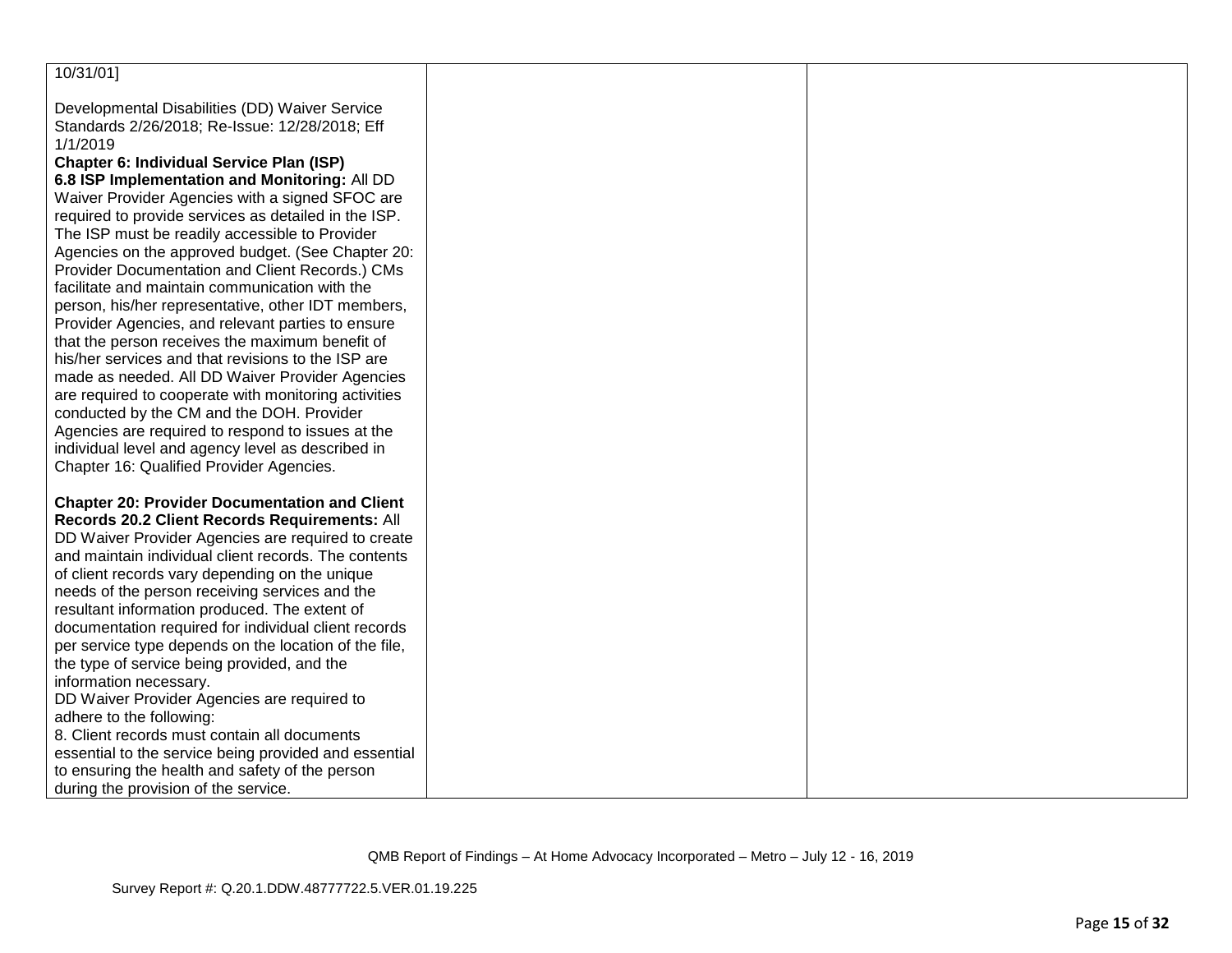| | | |
|---|---|---|
| 10/31/01]<br><br>Developmental Disabilities (DD) Waiver Service Standards 2/26/2018; Re-Issue: 12/28/2018; Eff 1/1/2019<br>**Chapter 6: Individual Service Plan (ISP)**<br>**6.8 ISP Implementation and Monitoring:** All DD Waiver Provider Agencies with a signed SFOC are required to provide services as detailed in the ISP. The ISP must be readily accessible to Provider Agencies on the approved budget. (See Chapter 20: Provider Documentation and Client Records.) CMs facilitate and maintain communication with the person, his/her representative, other IDT members, Provider Agencies, and relevant parties to ensure that the person receives the maximum benefit of his/her services and that revisions to the ISP are made as needed. All DD Waiver Provider Agencies are required to cooperate with monitoring activities conducted by the CM and the DOH. Provider Agencies are required to respond to issues at the individual level and agency level as described in Chapter 16: Qualified Provider Agencies.<br><br>**Chapter 20: Provider Documentation and Client Records 20.2 Client Records Requirements:** All DD Waiver Provider Agencies are required to create and maintain individual client records. The contents of client records vary depending on the unique needs of the person receiving services and the resultant information produced. The extent of documentation required for individual client records per service type depends on the location of the file, the type of service being provided, and the information necessary.<br>DD Waiver Provider Agencies are required to adhere to the following:<br>8. Client records must contain all documents essential to the service being provided and essential to ensuring the health and safety of the person during the provision of the service. | | |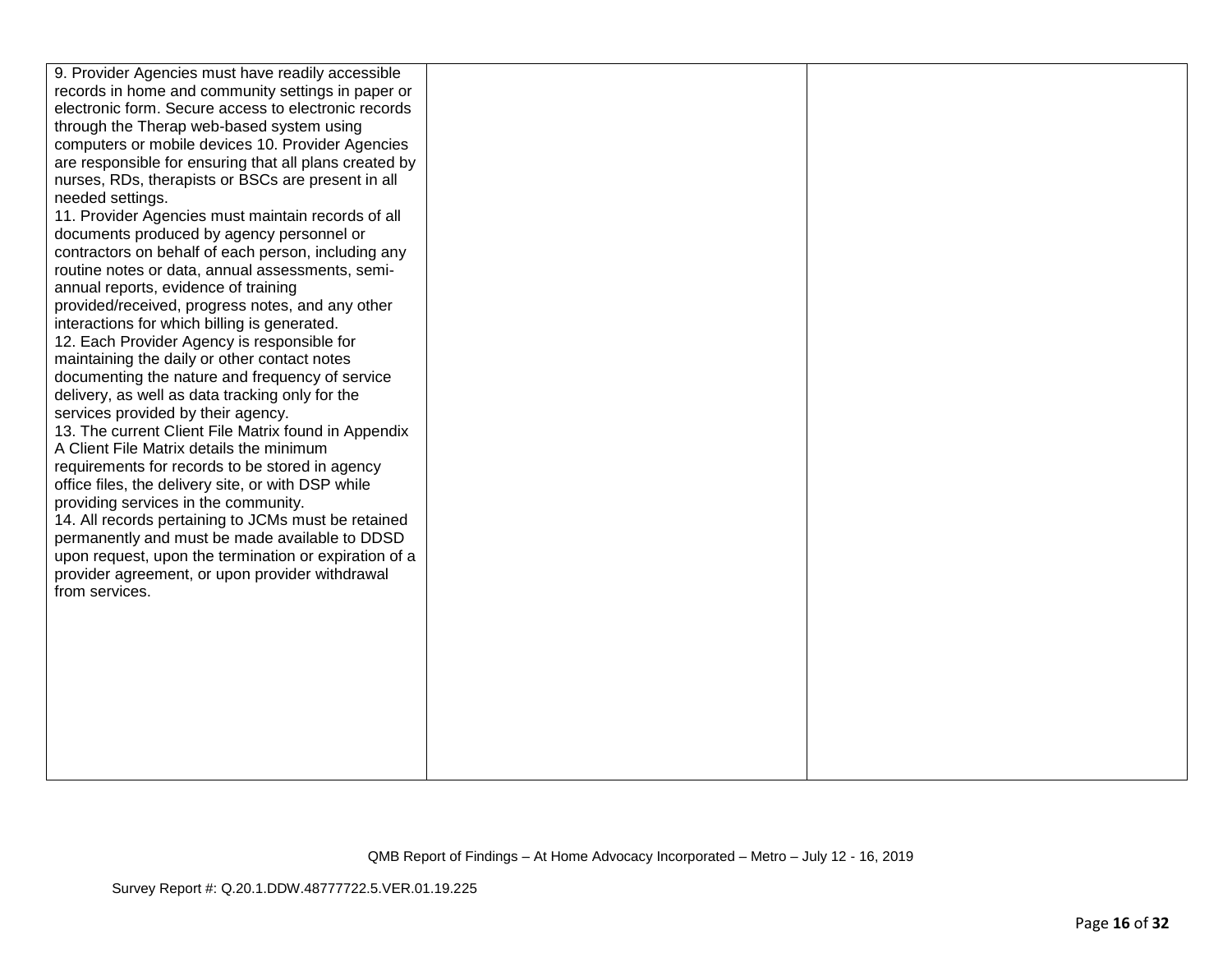| | | |
|---|---|---|
| 9. Provider Agencies must have readily accessible records in home and community settings in paper or electronic form. Secure access to electronic records through the Therap web-based system using computers or mobile devices 10. Provider Agencies are responsible for ensuring that all plans created by nurses, RDs, therapists or BSCs are present in all needed settings.<br>11. Provider Agencies must maintain records of all documents produced by agency personnel or contractors on behalf of each person, including any routine notes or data, annual assessments, semi-annual reports, evidence of training provided/received, progress notes, and any other interactions for which billing is generated.<br>12. Each Provider Agency is responsible for maintaining the daily or other contact notes documenting the nature and frequency of service delivery, as well as data tracking only for the services provided by their agency.<br>13. The current Client File Matrix found in Appendix A Client File Matrix details the minimum requirements for records to be stored in agency office files, the delivery site, or with DSP while providing services in the community.<br>14. All records pertaining to JCMs must be retained permanently and must be made available to DDSD upon request, upon the termination or expiration of a provider agreement, or upon provider withdrawal from services. | | |

QMB Report of Findings – At Home Advocacy Incorporated – Metro – July 12 - 16, 2019

Survey Report #: Q.20.1.DDW.48777722.5.VER.01.19.225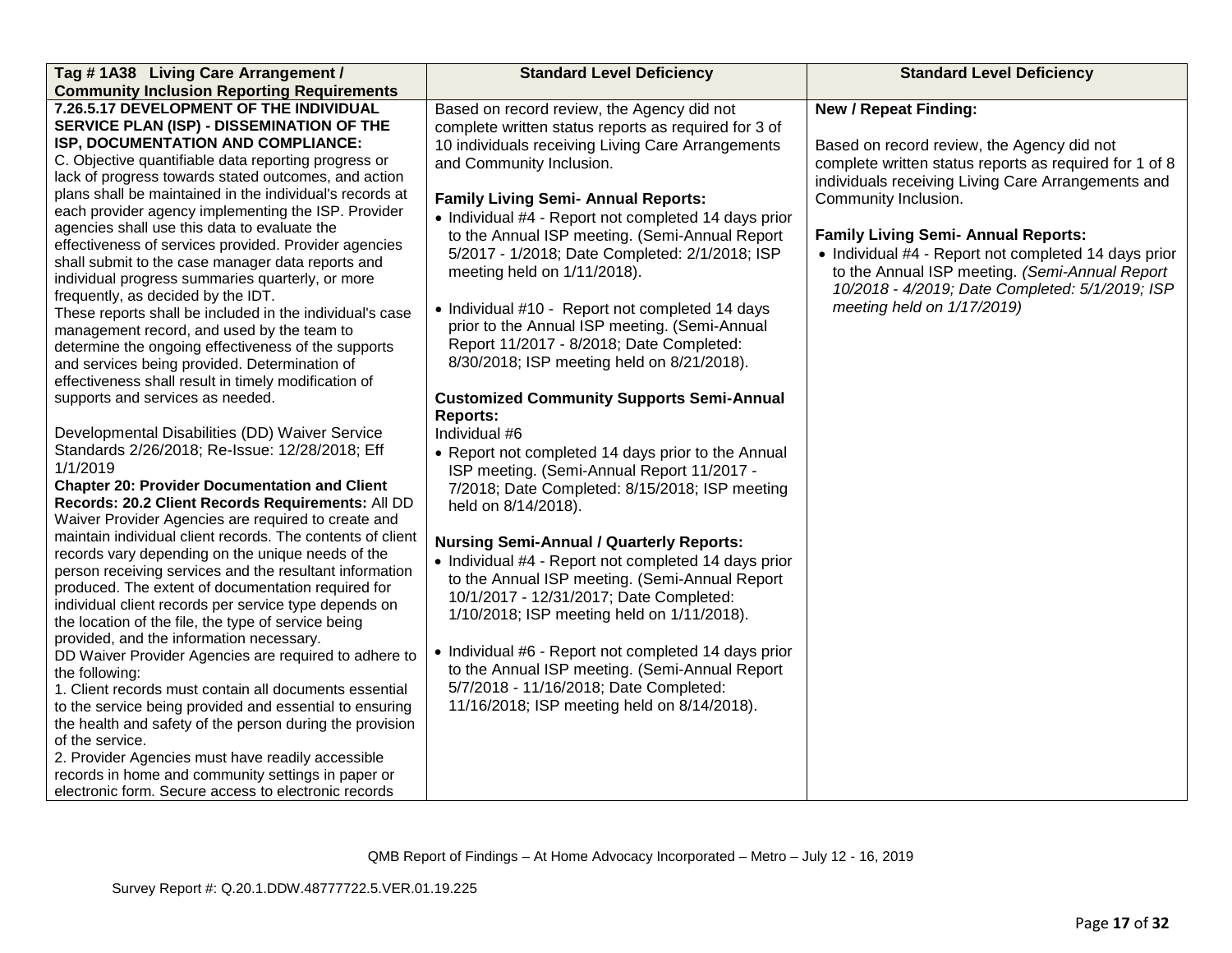| Tag # 1A38 Living Care Arrangement / Community Inclusion Reporting Requirements | Standard Level Deficiency | Standard Level Deficiency |
|---|---|---|
| **7.26.5.17 DEVELOPMENT OF THE INDIVIDUAL SERVICE PLAN (ISP) - DISSEMINATION OF THE ISP, DOCUMENTATION AND COMPLIANCE:**<br>C. Objective quantifiable data reporting progress or lack of progress towards stated outcomes, and action plans shall be maintained in the individual's records at each provider agency implementing the ISP. Provider agencies shall use this data to evaluate the effectiveness of services provided. Provider agencies shall submit to the case manager data reports and individual progress summaries quarterly, or more frequently, as decided by the IDT.<br>These reports shall be included in the individual's case management record, and used by the team to determine the ongoing effectiveness of the supports and services being provided. Determination of effectiveness shall result in timely modification of supports and services as needed.<br><br>Developmental Disabilities (DD) Waiver Service Standards 2/26/2018; Re-Issue: 12/28/2018; Eff 1/1/2019<br>**Chapter 20: Provider Documentation and Client Records: 20.2 Client Records Requirements:** All DD Waiver Provider Agencies are required to create and maintain individual client records. The contents of client records vary depending on the unique needs of the person receiving services and the resultant information produced. The extent of documentation required for individual client records per service type depends on the location of the file, the type of service being provided, and the information necessary.<br>DD Waiver Provider Agencies are required to adhere to the following:<br>1. Client records must contain all documents essential to the service being provided and essential to ensuring the health and safety of the person during the provision of the service.<br>2. Provider Agencies must have readily accessible records in home and community settings in paper or electronic form. Secure access to electronic records | Based on record review, the Agency did not complete written status reports as required for 3 of 10 individuals receiving Living Care Arrangements and Community Inclusion.<br><br>**Family Living Semi- Annual Reports:**<br>• Individual #4 - Report not completed 14 days prior to the Annual ISP meeting. (Semi-Annual Report 5/2017 - 1/2018; Date Completed: 2/1/2018; ISP meeting held on 1/11/2018).<br><br>• Individual #10 - Report not completed 14 days prior to the Annual ISP meeting. (Semi-Annual Report 11/2017 - 8/2018; Date Completed: 8/30/2018; ISP meeting held on 8/21/2018).<br><br>**Customized Community Supports Semi-Annual Reports:**<br>Individual #6<br>• Report not completed 14 days prior to the Annual ISP meeting. (Semi-Annual Report 11/2017 - 7/2018; Date Completed: 8/15/2018; ISP meeting held on 8/14/2018).<br><br>**Nursing Semi-Annual / Quarterly Reports:**<br>• Individual #4 - Report not completed 14 days prior to the Annual ISP meeting. (Semi-Annual Report 10/1/2017 - 12/31/2017; Date Completed: 1/10/2018; ISP meeting held on 1/11/2018).<br><br>• Individual #6 - Report not completed 14 days prior to the Annual ISP meeting. (Semi-Annual Report 5/7/2018 - 11/16/2018; Date Completed: 11/16/2018; ISP meeting held on 8/14/2018). | **New / Repeat Finding:**<br><br>Based on record review, the Agency did not complete written status reports as required for 1 of 8 individuals receiving Living Care Arrangements and Community Inclusion.<br><br>**Family Living Semi- Annual Reports:**<br>• Individual #4 - Report not completed 14 days prior to the Annual ISP meeting. *(Semi-Annual Report 10/2018 - 4/2019; Date Completed: 5/1/2019; ISP meeting held on 1/17/2019)* |

QMB Report of Findings – At Home Advocacy Incorporated – Metro – July 12 - 16, 2019

Survey Report #: Q.20.1.DDW.48777722.5.VER.01.19.225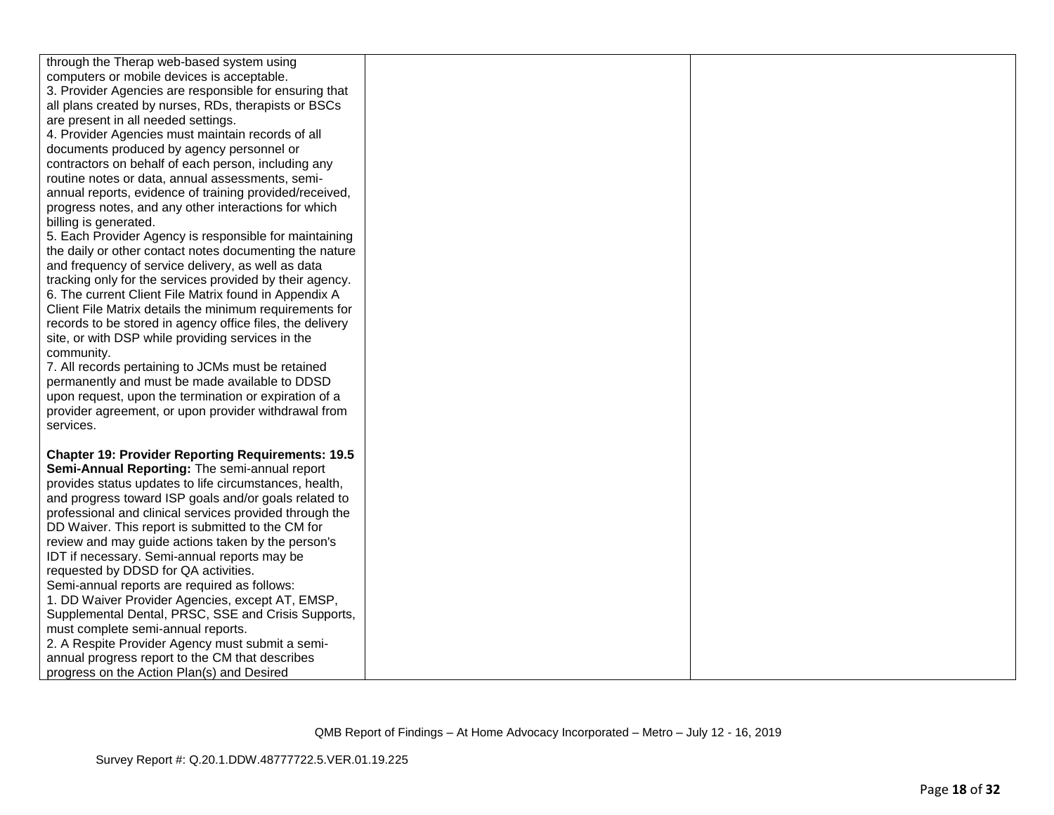| | | |
|---|---|---|
| through the Therap web-based system using computers or mobile devices is acceptable.<br>3. Provider Agencies are responsible for ensuring that all plans created by nurses, RDs, therapists or BSCs are present in all needed settings.<br>4. Provider Agencies must maintain records of all documents produced by agency personnel or contractors on behalf of each person, including any routine notes or data, annual assessments, semi-annual reports, evidence of training provided/received, progress notes, and any other interactions for which billing is generated.<br>5. Each Provider Agency is responsible for maintaining the daily or other contact notes documenting the nature and frequency of service delivery, as well as data tracking only for the services provided by their agency.<br>6. The current Client File Matrix found in Appendix A Client File Matrix details the minimum requirements for records to be stored in agency office files, the delivery site, or with DSP while providing services in the community.<br>7. All records pertaining to JCMs must be retained permanently and must be made available to DDSD upon request, upon the termination or expiration of a provider agreement, or upon provider withdrawal from services.<br><br>**Chapter 19: Provider Reporting Requirements: 19.5 Semi-Annual Reporting:** The semi-annual report provides status updates to life circumstances, health, and progress toward ISP goals and/or goals related to professional and clinical services provided through the DD Waiver. This report is submitted to the CM for review and may guide actions taken by the person's IDT if necessary. Semi-annual reports may be requested by DDSD for QA activities.<br>Semi-annual reports are required as follows:<br>1. DD Waiver Provider Agencies, except AT, EMSP, Supplemental Dental, PRSC, SSE and Crisis Supports, must complete semi-annual reports.<br>2. A Respite Provider Agency must submit a semi-annual progress report to the CM that describes progress on the Action Plan(s) and Desired | | |

QMB Report of Findings – At Home Advocacy Incorporated – Metro – July 12 - 16, 2019

Survey Report #: Q.20.1.DDW.48777722.5.VER.01.19.225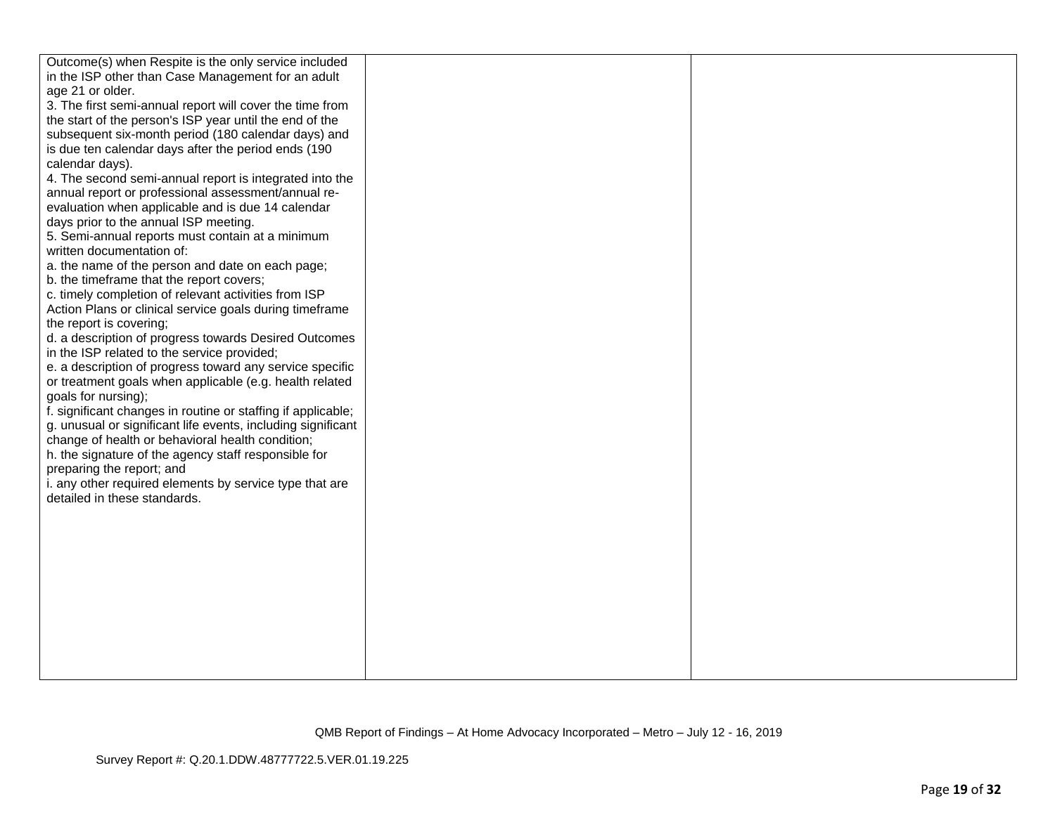| | | |
|---|---|---|
| Outcome(s) when Respite is the only service included in the ISP other than Case Management for an adult age 21 or older.<br>3. The first semi-annual report will cover the time from the start of the person's ISP year until the end of the subsequent six-month period (180 calendar days) and is due ten calendar days after the period ends (190 calendar days).<br>4. The second semi-annual report is integrated into the annual report or professional assessment/annual re-evaluation when applicable and is due 14 calendar days prior to the annual ISP meeting.<br>5. Semi-annual reports must contain at a minimum written documentation of:<br>a. the name of the person and date on each page;<br>b. the timeframe that the report covers;<br>c. timely completion of relevant activities from ISP Action Plans or clinical service goals during timeframe the report is covering;<br>d. a description of progress towards Desired Outcomes in the ISP related to the service provided;<br>e. a description of progress toward any service specific or treatment goals when applicable (e.g. health related goals for nursing);<br>f. significant changes in routine or staffing if applicable;<br>g. unusual or significant life events, including significant change of health or behavioral health condition;<br>h. the signature of the agency staff responsible for preparing the report; and<br>i. any other required elements by service type that are detailed in these standards. | | |

QMB Report of Findings – At Home Advocacy Incorporated – Metro – July 12 - 16, 2019

Survey Report #: Q.20.1.DDW.48777722.5.VER.01.19.225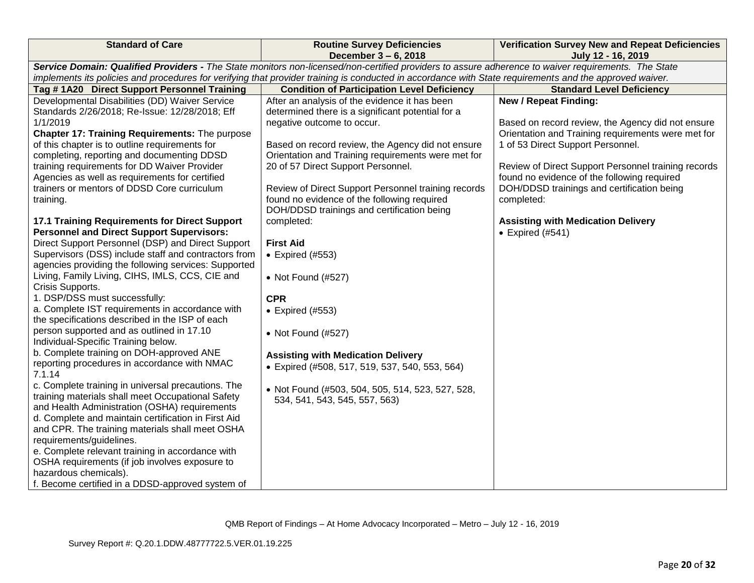| Standard of Care | Routine Survey Deficiencies December 3 – 6, 2018 | Verification Survey New and Repeat Deficiencies July 12 - 16, 2019 |
|---|---|---|
| ***Service Domain: Qualified Providers -** The State monitors non-licensed/non-certified providers to assure adherence to waiver requirements. The State implements its policies and procedures for verifying that provider training is conducted in accordance with State requirements and the approved waiver.* | | |
| **Tag # 1A20 Direct Support Personnel Training** | **Condition of Participation Level Deficiency** | **Standard Level Deficiency** |
| Developmental Disabilities (DD) Waiver Service Standards 2/26/2018; Re-Issue: 12/28/2018; Eff 1/1/2019<br>**Chapter 17: Training Requirements:** The purpose of this chapter is to outline requirements for completing, reporting and documenting DDSD training requirements for DD Waiver Provider Agencies as well as requirements for certified trainers or mentors of DDSD Core curriculum training.<br><br>**17.1 Training Requirements for Direct Support Personnel and Direct Support Supervisors:** Direct Support Personnel (DSP) and Direct Support Supervisors (DSS) include staff and contractors from agencies providing the following services: Supported Living, Family Living, CIHS, IMLS, CCS, CIE and Crisis Supports.<br>1. DSP/DSS must successfully:<br>a. Complete IST requirements in accordance with the specifications described in the ISP of each person supported and as outlined in 17.10 Individual-Specific Training below.<br>b. Complete training on DOH-approved ANE reporting procedures in accordance with NMAC 7.1.14<br>c. Complete training in universal precautions. The training materials shall meet Occupational Safety and Health Administration (OSHA) requirements<br>d. Complete and maintain certification in First Aid and CPR. The training materials shall meet OSHA requirements/guidelines.<br>e. Complete relevant training in accordance with OSHA requirements (if job involves exposure to hazardous chemicals).<br>f. Become certified in a DDSD-approved system of | After an analysis of the evidence it has been determined there is a significant potential for a negative outcome to occur.<br><br>Based on record review, the Agency did not ensure Orientation and Training requirements were met for 20 of 57 Direct Support Personnel.<br><br>Review of Direct Support Personnel training records found no evidence of the following required DOH/DDSD trainings and certification being completed:<br><br>**First Aid**<br>• Expired (#553)<br><br>• Not Found (#527)<br><br>**CPR**<br>• Expired (#553)<br><br>• Not Found (#527)<br><br>**Assisting with Medication Delivery**<br>• Expired (#508, 517, 519, 537, 540, 553, 564)<br><br>• Not Found (#503, 504, 505, 514, 523, 527, 528, 534, 541, 543, 545, 557, 563) | **New / Repeat Finding:**<br><br>Based on record review, the Agency did not ensure Orientation and Training requirements were met for 1 of 53 Direct Support Personnel.<br><br>Review of Direct Support Personnel training records found no evidence of the following required DOH/DDSD trainings and certification being completed:<br><br>**Assisting with Medication Delivery**<br>• Expired (#541) |

QMB Report of Findings – At Home Advocacy Incorporated – Metro – July 12 - 16, 2019

Survey Report #: Q.20.1.DDW.48777722.5.VER.01.19.225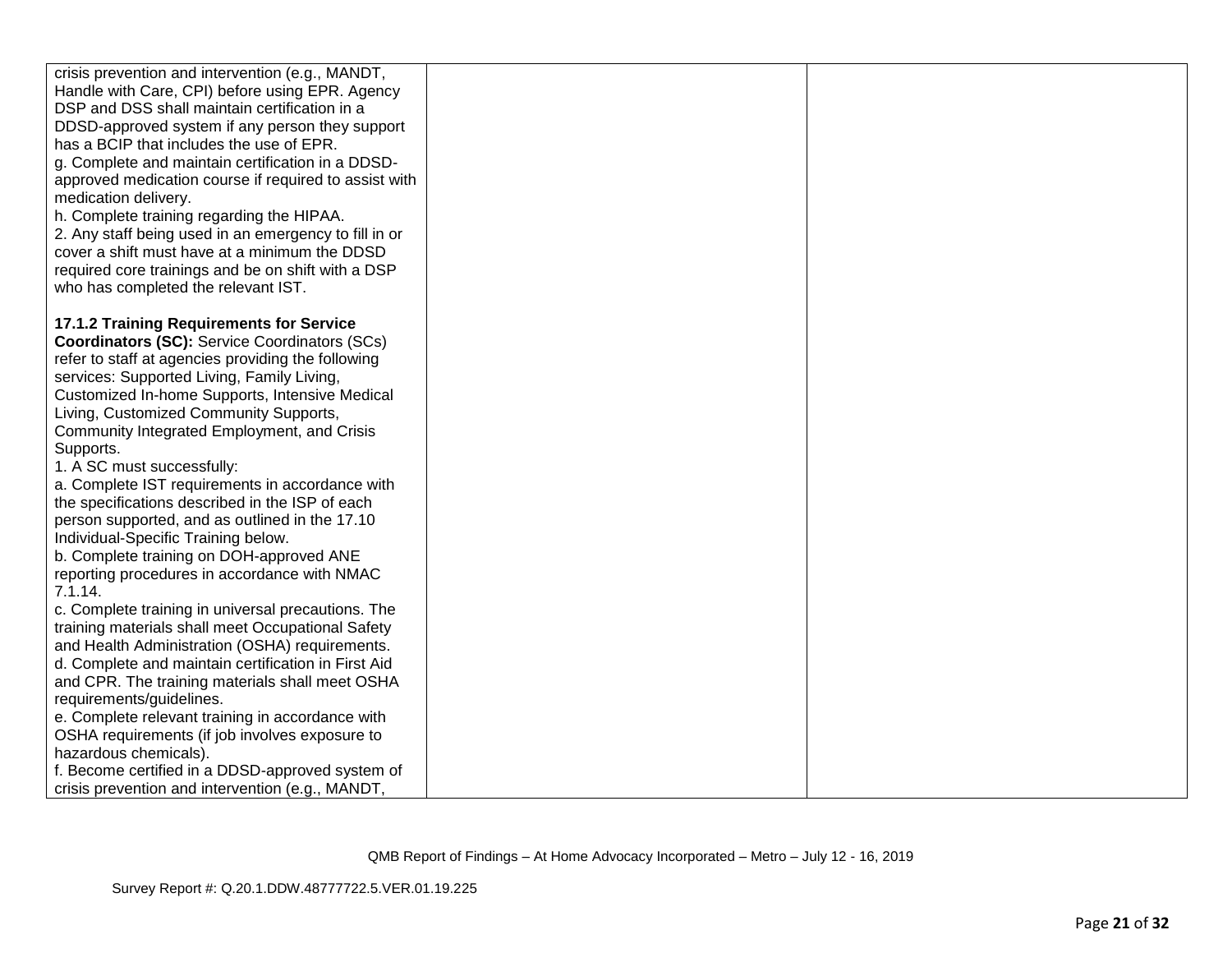| | | |
|---|---|---|
| crisis prevention and intervention (e.g., MANDT, Handle with Care, CPI) before using EPR. Agency DSP and DSS shall maintain certification in a DDSD-approved system if any person they support has a BCIP that includes the use of EPR.<br>g. Complete and maintain certification in a DDSD-approved medication course if required to assist with medication delivery.<br>h. Complete training regarding the HIPAA.<br>2. Any staff being used in an emergency to fill in or cover a shift must have at a minimum the DDSD required core trainings and be on shift with a DSP who has completed the relevant IST.<br><br>**17.1.2 Training Requirements for Service Coordinators (SC):** Service Coordinators (SCs) refer to staff at agencies providing the following services: Supported Living, Family Living, Customized In-home Supports, Intensive Medical Living, Customized Community Supports, Community Integrated Employment, and Crisis Supports.<br>1. A SC must successfully:<br>a. Complete IST requirements in accordance with the specifications described in the ISP of each person supported, and as outlined in the 17.10 Individual-Specific Training below.<br>b. Complete training on DOH-approved ANE reporting procedures in accordance with NMAC 7.1.14.<br>c. Complete training in universal precautions. The training materials shall meet Occupational Safety and Health Administration (OSHA) requirements.<br>d. Complete and maintain certification in First Aid and CPR. The training materials shall meet OSHA requirements/guidelines.<br>e. Complete relevant training in accordance with OSHA requirements (if job involves exposure to hazardous chemicals).<br>f. Become certified in a DDSD-approved system of crisis prevention and intervention (e.g., MANDT, | | |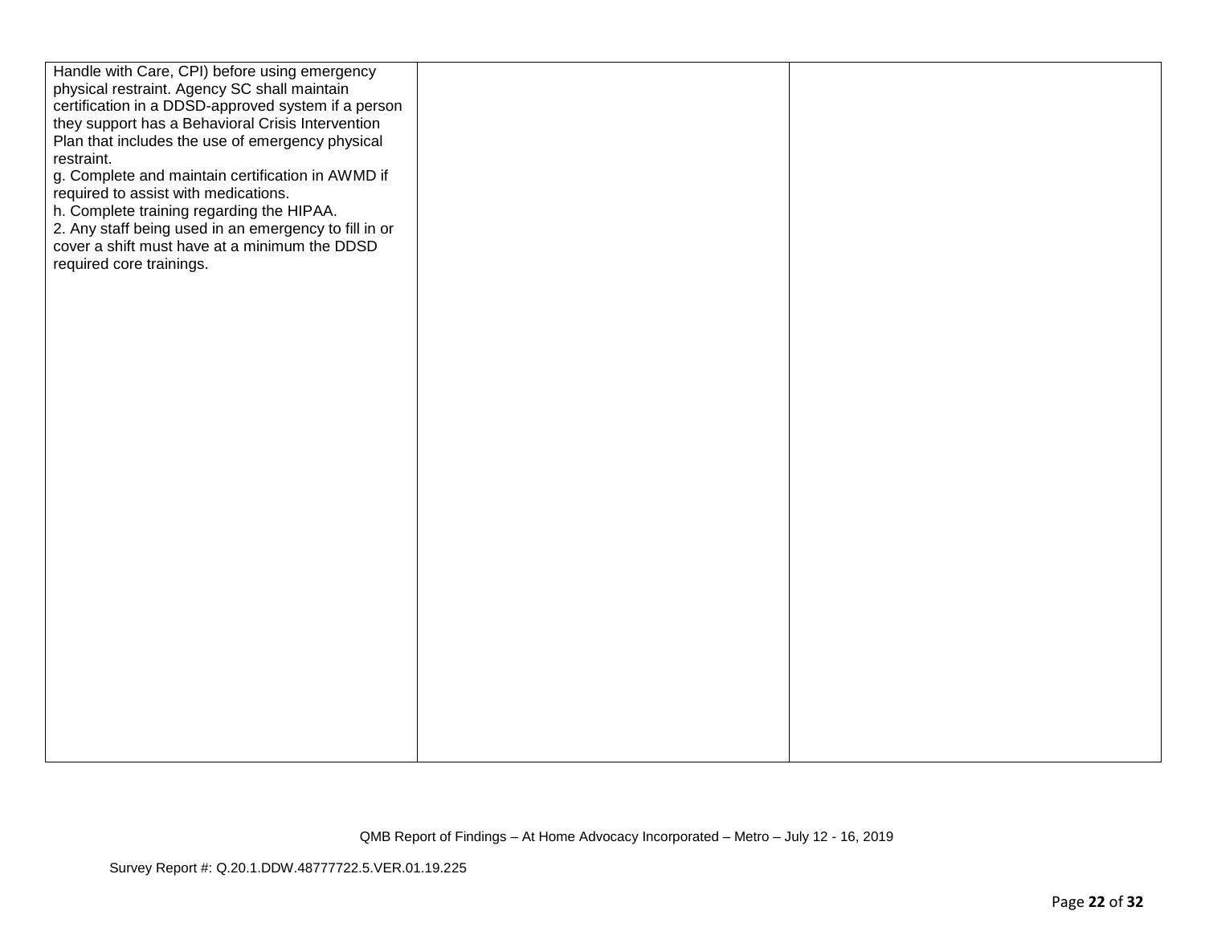| | | |
|---|---|---|
| Handle with Care, CPI) before using emergency physical restraint. Agency SC shall maintain certification in a DDSD-approved system if a person they support has a Behavioral Crisis Intervention Plan that includes the use of emergency physical restraint.<br>g. Complete and maintain certification in AWMD if required to assist with medications.<br>h. Complete training regarding the HIPAA.<br>2. Any staff being used in an emergency to fill in or cover a shift must have at a minimum the DDSD required core trainings. | | |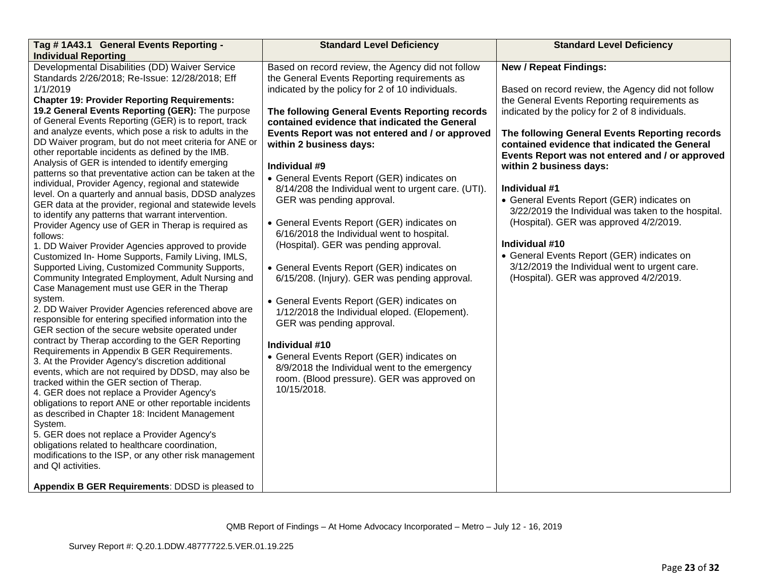| Tag # 1A43.1 General Events Reporting - Individual Reporting | Standard Level Deficiency | Standard Level Deficiency |
|---|---|---|
| Developmental Disabilities (DD) Waiver Service Standards 2/26/2018; Re-Issue: 12/28/2018; Eff 1/1/2019<br>**Chapter 19: Provider Reporting Requirements:**<br>**19.2 General Events Reporting (GER):** The purpose of General Events Reporting (GER) is to report, track and analyze events, which pose a risk to adults in the DD Waiver program, but do not meet criteria for ANE or other reportable incidents as defined by the IMB. Analysis of GER is intended to identify emerging patterns so that preventative action can be taken at the individual, Provider Agency, regional and statewide level. On a quarterly and annual basis, DDSD analyzes GER data at the provider, regional and statewide levels to identify any patterns that warrant intervention. Provider Agency use of GER in Therap is required as follows:<br>1. DD Waiver Provider Agencies approved to provide Customized In- Home Supports, Family Living, IMLS, Supported Living, Customized Community Supports, Community Integrated Employment, Adult Nursing and Case Management must use GER in the Therap system.<br>2. DD Waiver Provider Agencies referenced above are responsible for entering specified information into the GER section of the secure website operated under contract by Therap according to the GER Reporting Requirements in Appendix B GER Requirements.<br>3. At the Provider Agency's discretion additional events, which are not required by DDSD, may also be tracked within the GER section of Therap.<br>4. GER does not replace a Provider Agency's obligations to report ANE or other reportable incidents as described in Chapter 18: Incident Management System.<br>5. GER does not replace a Provider Agency's obligations related to healthcare coordination, modifications to the ISP, or any other risk management and QI activities.<br><br>**Appendix B GER Requirements**: DDSD is pleased to | Based on record review, the Agency did not follow the General Events Reporting requirements as indicated by the policy for 2 of 10 individuals.<br><br>**The following General Events Reporting records contained evidence that indicated the General Events Report was not entered and / or approved within 2 business days:**<br><br>**Individual #9**<br>• General Events Report (GER) indicates on 8/14/208 the Individual went to urgent care. (UTI). GER was pending approval.<br><br>• General Events Report (GER) indicates on 6/16/2018 the Individual went to hospital. (Hospital). GER was pending approval.<br><br>• General Events Report (GER) indicates on 6/15/208. (Injury). GER was pending approval.<br><br>• General Events Report (GER) indicates on 1/12/2018 the Individual eloped. (Elopement). GER was pending approval.<br><br>**Individual #10**<br>• General Events Report (GER) indicates on 8/9/2018 the Individual went to the emergency room. (Blood pressure). GER was approved on 10/15/2018. | **New / Repeat Findings:**<br><br>Based on record review, the Agency did not follow the General Events Reporting requirements as indicated by the policy for 2 of 8 individuals.<br><br>**The following General Events Reporting records contained evidence that indicated the General Events Report was not entered and / or approved within 2 business days:**<br><br>**Individual #1**<br>• General Events Report (GER) indicates on 3/22/2019 the Individual was taken to the hospital. (Hospital). GER was approved 4/2/2019.<br><br>**Individual #10**<br>• General Events Report (GER) indicates on 3/12/2019 the Individual went to urgent care. (Hospital). GER was approved 4/2/2019. |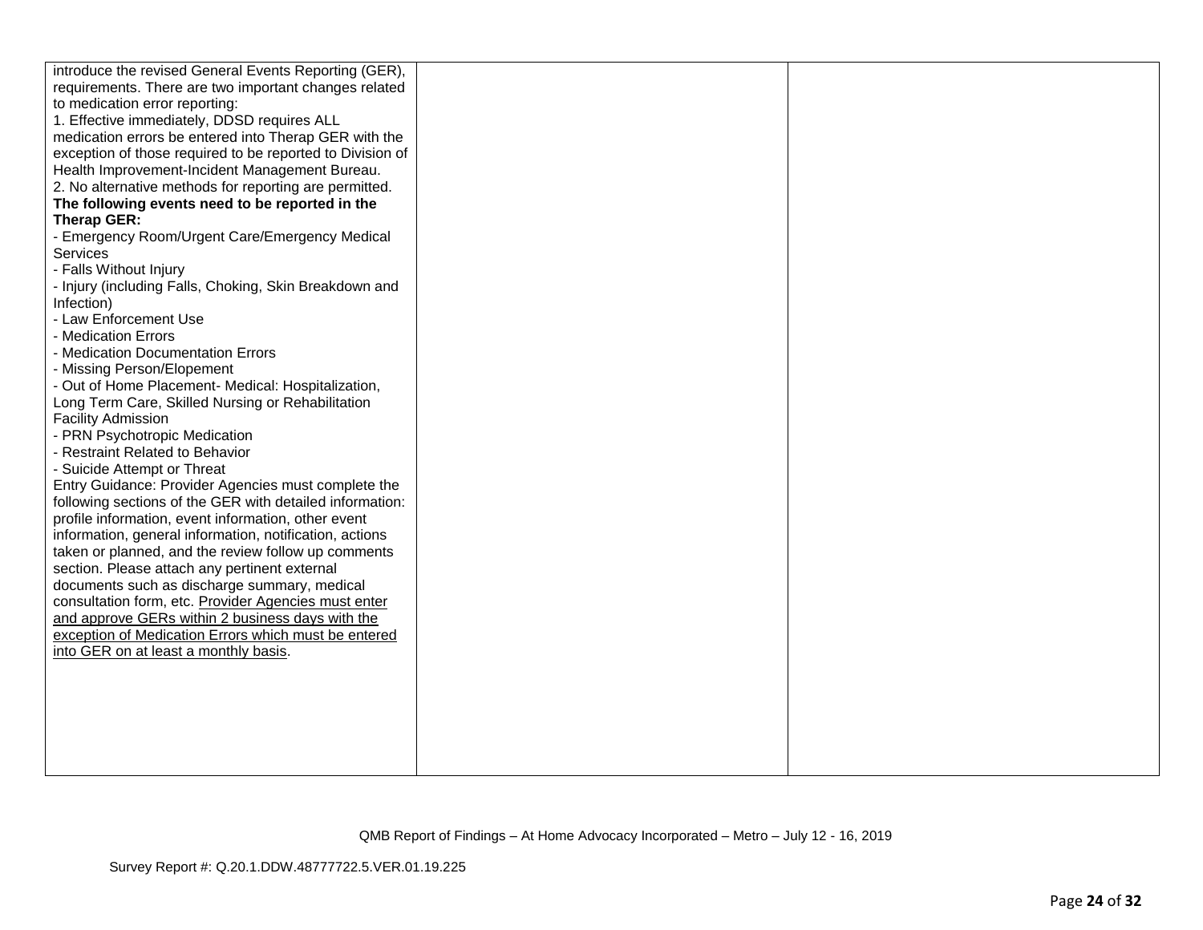| | | |
|---|---|---|
| introduce the revised General Events Reporting (GER), requirements. There are two important changes related to medication error reporting:<br>1. Effective immediately, DDSD requires ALL medication errors be entered into Therap GER with the exception of those required to be reported to Division of Health Improvement-Incident Management Bureau.<br>2. No alternative methods for reporting are permitted.<br>**The following events need to be reported in the Therap GER:**<br>- Emergency Room/Urgent Care/Emergency Medical Services<br>- Falls Without Injury<br>- Injury (including Falls, Choking, Skin Breakdown and Infection)<br>- Law Enforcement Use<br>- Medication Errors<br>- Medication Documentation Errors<br>- Missing Person/Elopement<br>- Out of Home Placement- Medical: Hospitalization, Long Term Care, Skilled Nursing or Rehabilitation Facility Admission<br>- PRN Psychotropic Medication<br>- Restraint Related to Behavior<br>- Suicide Attempt or Threat<br>Entry Guidance: Provider Agencies must complete the following sections of the GER with detailed information: profile information, event information, other event information, general information, notification, actions taken or planned, and the review follow up comments section. Please attach any pertinent external documents such as discharge summary, medical consultation form, etc. <u>Provider Agencies must enter and approve GERs within 2 business days with the exception of Medication Errors which must be entered into GER on at least a monthly basis</u>. | | |

QMB Report of Findings – At Home Advocacy Incorporated – Metro – July 12 - 16, 2019

Survey Report #: Q.20.1.DDW.48777722.5.VER.01.19.225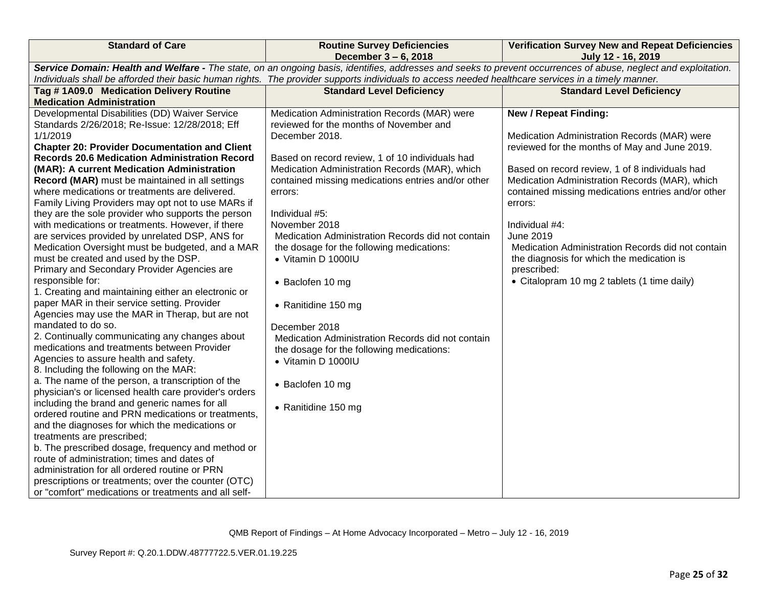| Standard of Care | Routine Survey Deficiencies December 3 – 6, 2018 | Verification Survey New and Repeat Deficiencies July 12 - 16, 2019 |
|---|---|---|
| ***Service Domain: Health and Welfare -*** *The state, on an ongoing basis, identifies, addresses and seeks to prevent occurrences of abuse, neglect and exploitation. Individuals shall be afforded their basic human rights. The provider supports individuals to access needed healthcare services in a timely manner.* | | |
| **Tag # 1A09.0 Medication Delivery Routine Medication Administration** | **Standard Level Deficiency** | **Standard Level Deficiency** |
| Developmental Disabilities (DD) Waiver Service Standards 2/26/2018; Re-Issue: 12/28/2018; Eff 1/1/2019<br>**Chapter 20: Provider Documentation and Client Records 20.6 Medication Administration Record (MAR): A current Medication Administration Record (MAR)** must be maintained in all settings where medications or treatments are delivered. Family Living Providers may opt not to use MARs if they are the sole provider who supports the person with medications or treatments. However, if there are services provided by unrelated DSP, ANS for Medication Oversight must be budgeted, and a MAR must be created and used by the DSP.<br>Primary and Secondary Provider Agencies are responsible for:<br>1. Creating and maintaining either an electronic or paper MAR in their service setting. Provider Agencies may use the MAR in Therap, but are not mandated to do so.<br>2. Continually communicating any changes about medications and treatments between Provider Agencies to assure health and safety.<br>8. Including the following on the MAR:<br>a. The name of the person, a transcription of the physician's or licensed health care provider's orders including the brand and generic names for all ordered routine and PRN medications or treatments, and the diagnoses for which the medications or treatments are prescribed;<br>b. The prescribed dosage, frequency and method or route of administration; times and dates of administration for all ordered routine or PRN prescriptions or treatments; over the counter (OTC) or "comfort" medications or treatments and all self- | Medication Administration Records (MAR) were reviewed for the months of November and December 2018.<br><br>Based on record review, 1 of 10 individuals had Medication Administration Records (MAR), which contained missing medications entries and/or other errors:<br><br>Individual #5:<br>November 2018<br>Medication Administration Records did not contain the dosage for the following medications:<br>• Vitamin D 1000IU<br>• Baclofen 10 mg<br>• Ranitidine 150 mg<br><br>December 2018<br>Medication Administration Records did not contain the dosage for the following medications:<br>• Vitamin D 1000IU<br>• Baclofen 10 mg<br>• Ranitidine 150 mg | **New / Repeat Finding:**<br><br>Medication Administration Records (MAR) were reviewed for the months of May and June 2019.<br><br>Based on record review, 1 of 8 individuals had Medication Administration Records (MAR), which contained missing medications entries and/or other errors:<br><br>Individual #4:<br>June 2019<br>Medication Administration Records did not contain the diagnosis for which the medication is prescribed:<br>• Citalopram 10 mg 2 tablets (1 time daily) |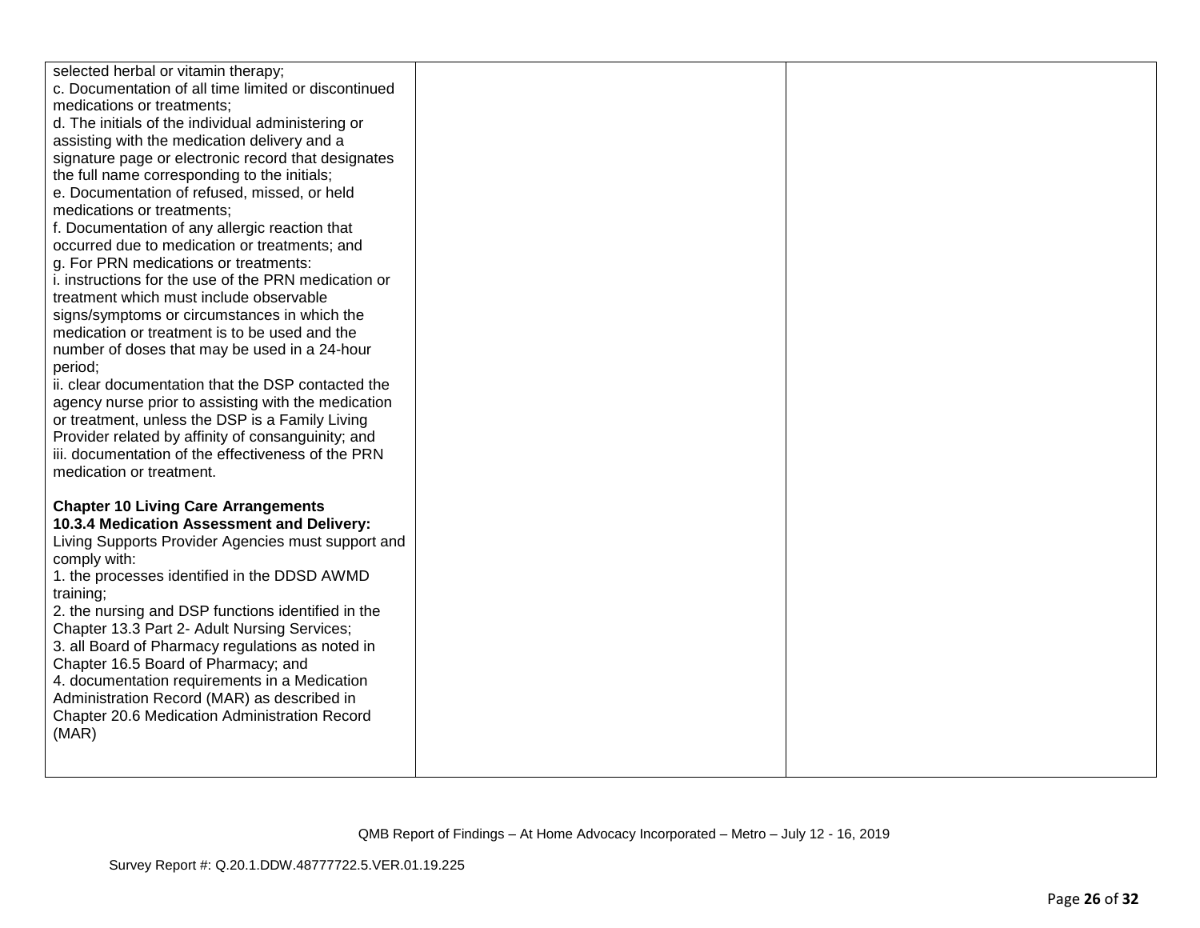| | | |
|---|---|---|
| selected herbal or vitamin therapy;<br>c. Documentation of all time limited or discontinued medications or treatments;<br>d. The initials of the individual administering or assisting with the medication delivery and a signature page or electronic record that designates the full name corresponding to the initials;<br>e. Documentation of refused, missed, or held medications or treatments;<br>f. Documentation of any allergic reaction that occurred due to medication or treatments; and<br>g. For PRN medications or treatments:<br>i. instructions for the use of the PRN medication or treatment which must include observable signs/symptoms or circumstances in which the medication or treatment is to be used and the number of doses that may be used in a 24-hour period;<br>ii. clear documentation that the DSP contacted the agency nurse prior to assisting with the medication or treatment, unless the DSP is a Family Living Provider related by affinity of consanguinity; and<br>iii. documentation of the effectiveness of the PRN medication or treatment.<br><br>**Chapter 10 Living Care Arrangements**<br>**10.3.4 Medication Assessment and Delivery:** Living Supports Provider Agencies must support and comply with:<br>1. the processes identified in the DDSD AWMD training;<br>2. the nursing and DSP functions identified in the Chapter 13.3 Part 2- Adult Nursing Services;<br>3. all Board of Pharmacy regulations as noted in Chapter 16.5 Board of Pharmacy; and<br>4. documentation requirements in a Medication Administration Record (MAR) as described in Chapter 20.6 Medication Administration Record (MAR) | | |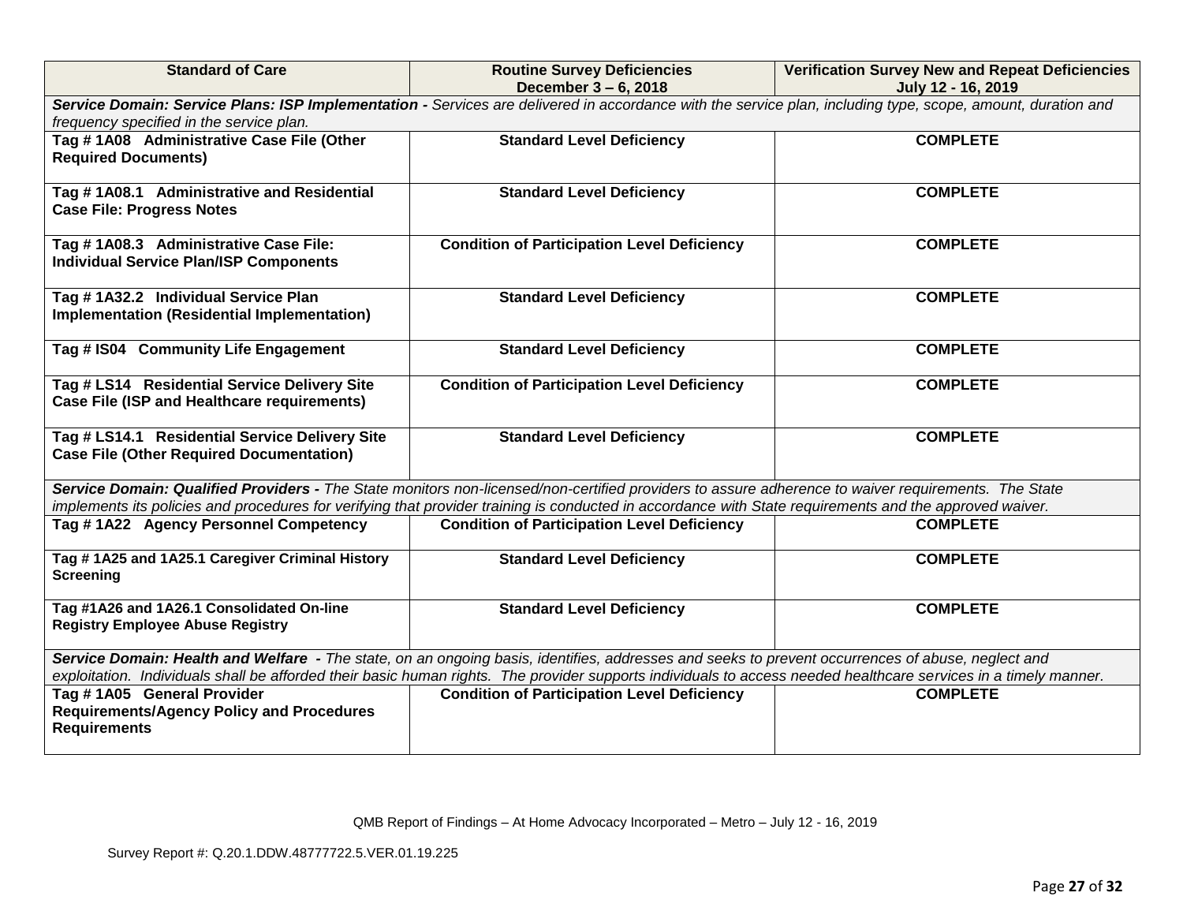| Standard of Care | Routine Survey Deficiencies December 3 – 6, 2018 | Verification Survey New and Repeat Deficiencies July 12 - 16, 2019 |
|---|---|---|
| ***Service Domain: Service Plans: ISP Implementation -*** *Services are delivered in accordance with the service plan, including type, scope, amount, duration and frequency specified in the service plan.* | | |
| **Tag # 1A08 Administrative Case File (Other Required Documents)** | **Standard Level Deficiency** | **COMPLETE** |
| **Tag # 1A08.1 Administrative and Residential Case File: Progress Notes** | **Standard Level Deficiency** | **COMPLETE** |
| **Tag # 1A08.3 Administrative Case File: Individual Service Plan/ISP Components** | **Condition of Participation Level Deficiency** | **COMPLETE** |
| **Tag # 1A32.2 Individual Service Plan Implementation (Residential Implementation)** | **Standard Level Deficiency** | **COMPLETE** |
| **Tag # IS04 Community Life Engagement** | **Standard Level Deficiency** | **COMPLETE** |
| **Tag # LS14 Residential Service Delivery Site Case File (ISP and Healthcare requirements)** | **Condition of Participation Level Deficiency** | **COMPLETE** |
| **Tag # LS14.1 Residential Service Delivery Site Case File (Other Required Documentation)** | **Standard Level Deficiency** | **COMPLETE** |
| ***Service Domain: Qualified Providers -*** *The State monitors non-licensed/non-certified providers to assure adherence to waiver requirements. The State implements its policies and procedures for verifying that provider training is conducted in accordance with State requirements and the approved waiver.* | | |
| **Tag # 1A22 Agency Personnel Competency** | **Condition of Participation Level Deficiency** | **COMPLETE** |
| **Tag # 1A25 and 1A25.1 Caregiver Criminal History Screening** | **Standard Level Deficiency** | **COMPLETE** |
| **Tag #1A26 and 1A26.1 Consolidated On-line Registry Employee Abuse Registry** | **Standard Level Deficiency** | **COMPLETE** |
| ***Service Domain: Health and Welfare -*** *The state, on an ongoing basis, identifies, addresses and seeks to prevent occurrences of abuse, neglect and exploitation. Individuals shall be afforded their basic human rights. The provider supports individuals to access needed healthcare services in a timely manner.* | | |
| **Tag # 1A05 General Provider Requirements/Agency Policy and Procedures Requirements** | **Condition of Participation Level Deficiency** | **COMPLETE** |

QMB Report of Findings – At Home Advocacy Incorporated – Metro – July 12 - 16, 2019

Survey Report #: Q.20.1.DDW.48777722.5.VER.01.19.225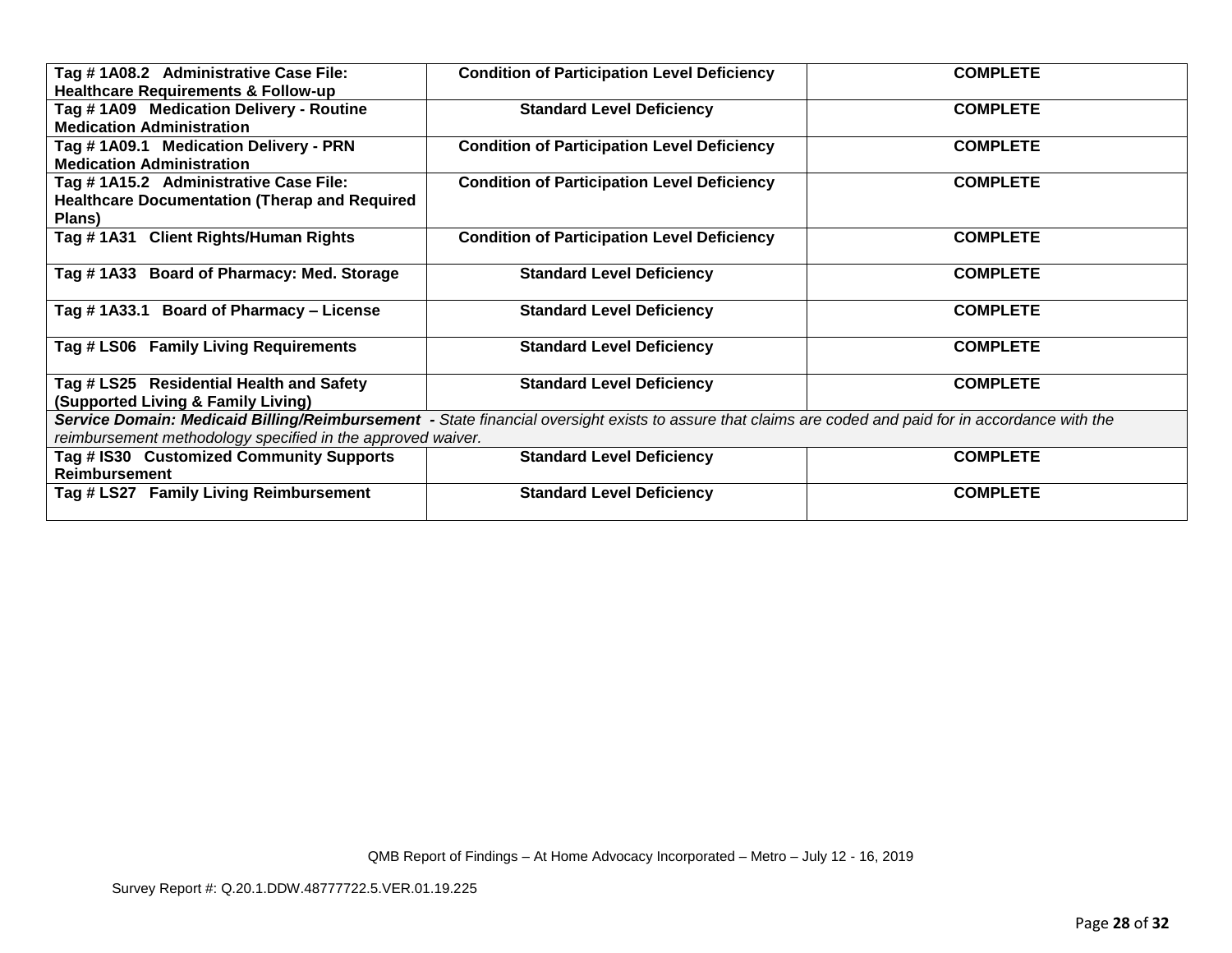| | | |
|---|---|---|
| **Tag # 1A08.2 Administrative Case File: Healthcare Requirements & Follow-up** | **Condition of Participation Level Deficiency** | **COMPLETE** |
| **Tag # 1A09 Medication Delivery - Routine Medication Administration** | **Standard Level Deficiency** | **COMPLETE** |
| **Tag # 1A09.1 Medication Delivery - PRN Medication Administration** | **Condition of Participation Level Deficiency** | **COMPLETE** |
| **Tag # 1A15.2 Administrative Case File: Healthcare Documentation (Therap and Required Plans)** | **Condition of Participation Level Deficiency** | **COMPLETE** |
| **Tag # 1A31 Client Rights/Human Rights** | **Condition of Participation Level Deficiency** | **COMPLETE** |
| **Tag # 1A33 Board of Pharmacy: Med. Storage** | **Standard Level Deficiency** | **COMPLETE** |
| **Tag # 1A33.1 Board of Pharmacy – License** | **Standard Level Deficiency** | **COMPLETE** |
| **Tag # LS06 Family Living Requirements** | **Standard Level Deficiency** | **COMPLETE** |
| **Tag # LS25 Residential Health and Safety (Supported Living & Family Living)** | **Standard Level Deficiency** | **COMPLETE** |
| ***Service Domain: Medicaid Billing/Reimbursement*** **-** *State financial oversight exists to assure that claims are coded and paid for in accordance with the reimbursement methodology specified in the approved waiver.* | | |
| **Tag # IS30 Customized Community Supports Reimbursement** | **Standard Level Deficiency** | **COMPLETE** |
| **Tag # LS27 Family Living Reimbursement** | **Standard Level Deficiency** | **COMPLETE** |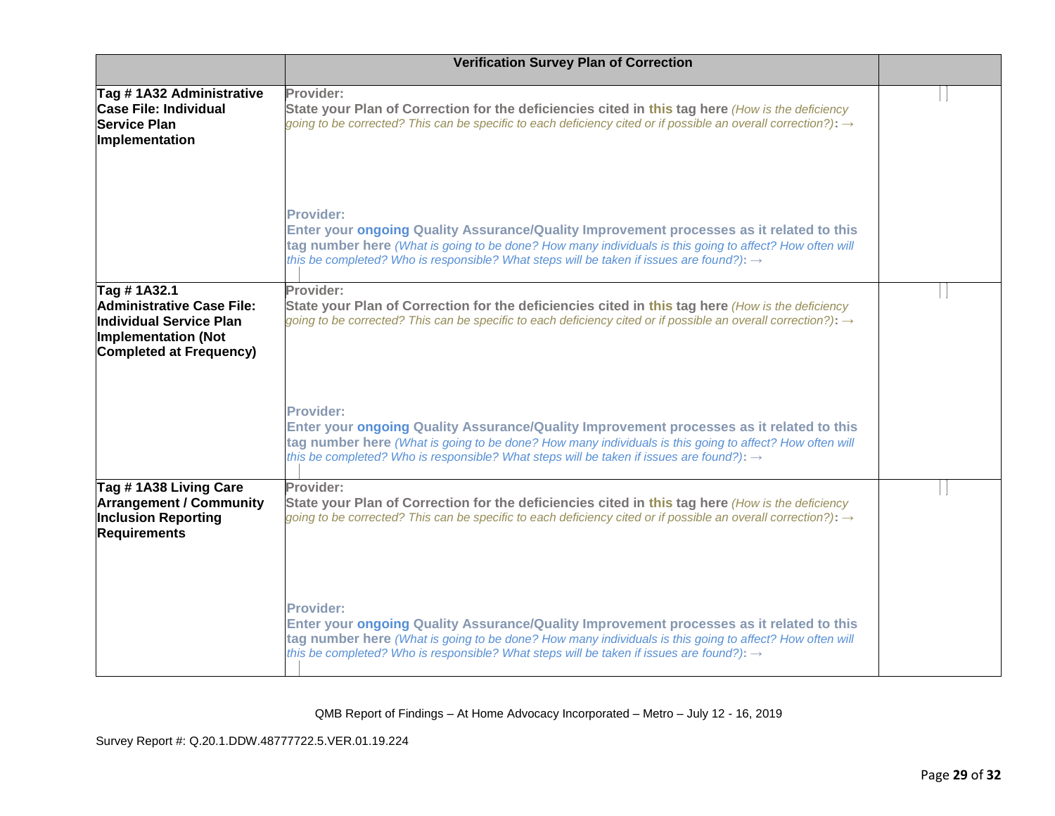| | Verification Survey Plan of Correction | |
|---|---|---|
| **Tag # 1A32 Administrative Case File: Individual Service Plan Implementation** | **Provider:**<br>**State your Plan of Correction for the deficiencies cited in this tag here** *(How is the deficiency going to be corrected? This can be specific to each deficiency cited or if possible an overall correction?)*: →<br><br>**Provider:**<br>**Enter your ongoing Quality Assurance/Quality Improvement processes as it related to this tag number here** *(What is going to be done? How many individuals is this going to affect? How often will this be completed? Who is responsible? What steps will be taken if issues are found?)*: → | |
| **Tag # 1A32.1 Administrative Case File: Individual Service Plan Implementation (Not Completed at Frequency)** | **Provider:**<br>**State your Plan of Correction for the deficiencies cited in this tag here** *(How is the deficiency going to be corrected? This can be specific to each deficiency cited or if possible an overall correction?)*: →<br><br>**Provider:**<br>**Enter your ongoing Quality Assurance/Quality Improvement processes as it related to this tag number here** *(What is going to be done? How many individuals is this going to affect? How often will this be completed? Who is responsible? What steps will be taken if issues are found?)*: → | |
| **Tag # 1A38 Living Care Arrangement / Community Inclusion Reporting Requirements** | **Provider:**<br>**State your Plan of Correction for the deficiencies cited in this tag here** *(How is the deficiency going to be corrected? This can be specific to each deficiency cited or if possible an overall correction?)*: →<br><br>**Provider:**<br>**Enter your ongoing Quality Assurance/Quality Improvement processes as it related to this tag number here** *(What is going to be done? How many individuals is this going to affect? How often will this be completed? Who is responsible? What steps will be taken if issues are found?)*: → | |

QMB Report of Findings – At Home Advocacy Incorporated – Metro – July 12 - 16, 2019

Survey Report #: Q.20.1.DDW.48777722.5.VER.01.19.224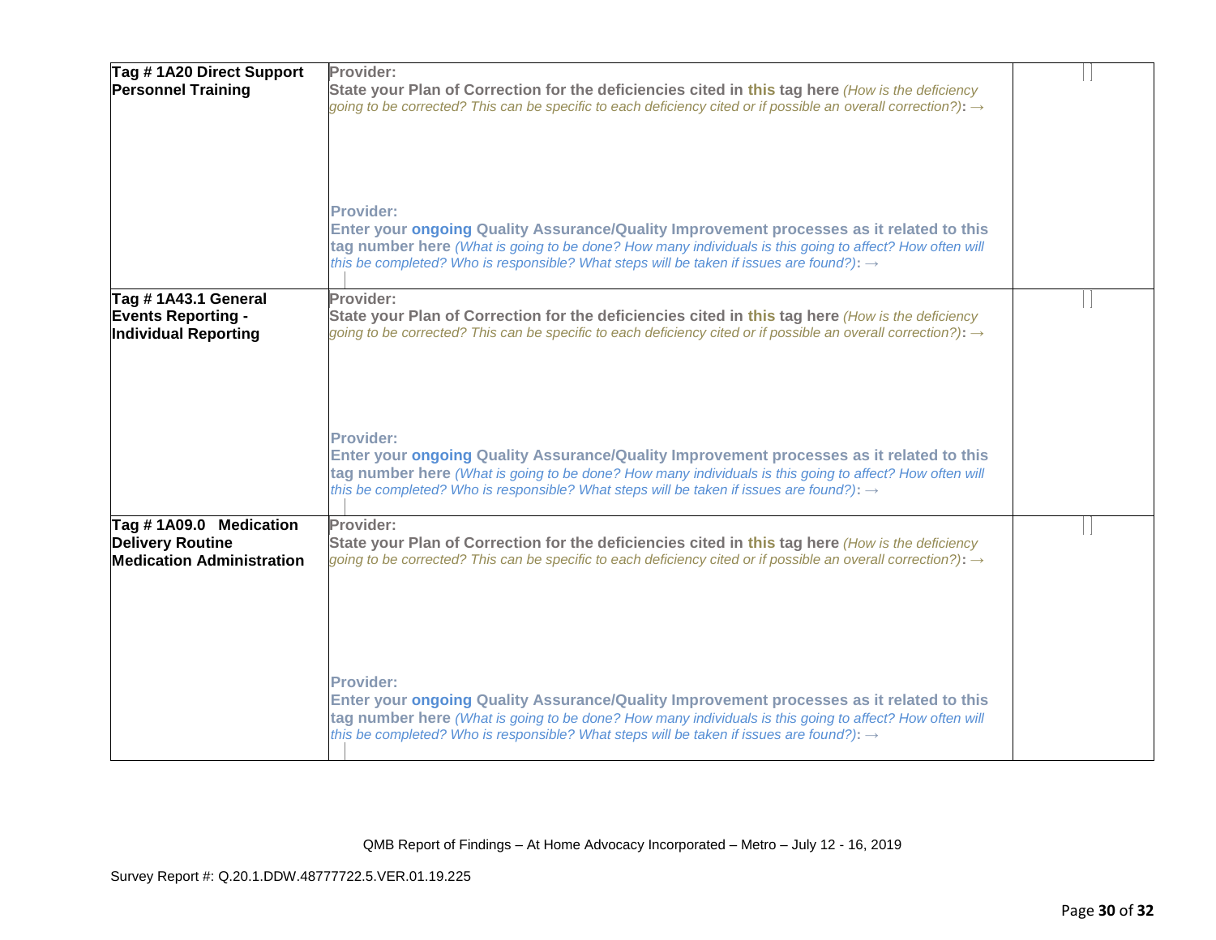| | | |
|---|---|---|
| **Tag # 1A20 Direct Support Personnel Training** | **Provider:**<br>**State your Plan of Correction for the deficiencies cited in this tag here** *(How is the deficiency going to be corrected? This can be specific to each deficiency cited or if possible an overall correction?)*: →<br><br>**Provider:**<br>**Enter your ongoing Quality Assurance/Quality Improvement processes as it related to this tag number here** *(What is going to be done? How many individuals is this going to affect? How often will this be completed? Who is responsible? What steps will be taken if issues are found?)*: → | |
| **Tag # 1A43.1 General Events Reporting - Individual Reporting** | **Provider:**<br>**State your Plan of Correction for the deficiencies cited in this tag here** *(How is the deficiency going to be corrected? This can be specific to each deficiency cited or if possible an overall correction?)*: →<br><br>**Provider:**<br>**Enter your ongoing Quality Assurance/Quality Improvement processes as it related to this tag number here** *(What is going to be done? How many individuals is this going to affect? How often will this be completed? Who is responsible? What steps will be taken if issues are found?)*: → | |
| **Tag # 1A09.0 Medication Delivery Routine Medication Administration** | **Provider:**<br>**State your Plan of Correction for the deficiencies cited in this tag here** *(How is the deficiency going to be corrected? This can be specific to each deficiency cited or if possible an overall correction?)*: →<br><br>**Provider:**<br>**Enter your ongoing Quality Assurance/Quality Improvement processes as it related to this tag number here** *(What is going to be done? How many individuals is this going to affect? How often will this be completed? Who is responsible? What steps will be taken if issues are found?)*: → | |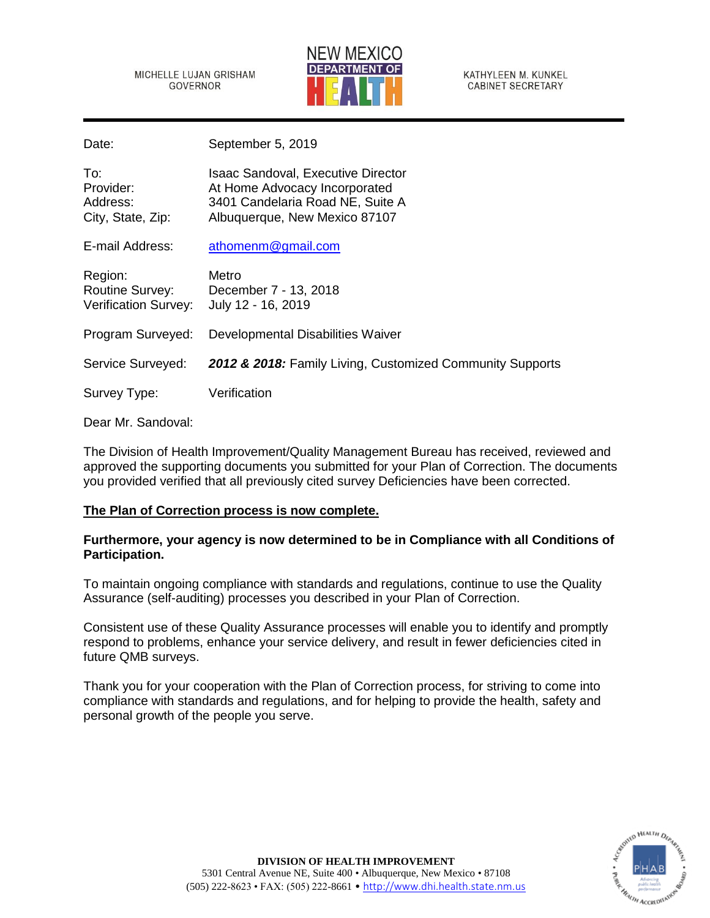MICHELLE LUJAN GRISHAM
GOVERNOR

NEW MEXICO
DEPARTMENT OF
HEALTH

KATHYLEEN M. KUNKEL
CABINET SECRETARY

| | |
|---|---|
| Date: | September 5, 2019 |
| To: | Isaac Sandoval, Executive Director |
| Provider: | At Home Advocacy Incorporated |
| Address: | 3401 Candelaria Road NE, Suite A |
| City, State, Zip: | Albuquerque, New Mexico 87107 |
| E-mail Address: | athomenm@gmail.com |
| Region: | Metro |
| Routine Survey: | December 7 - 13, 2018 |
| Verification Survey: | July 12 - 16, 2019 |
| Program Surveyed: | Developmental Disabilities Waiver |
| Service Surveyed: | ***2012 & 2018:*** Family Living, Customized Community Supports |
| Survey Type: | Verification |

Dear Mr. Sandoval:

The Division of Health Improvement/Quality Management Bureau has received, reviewed and approved the supporting documents you submitted for your Plan of Correction. The documents you provided verified that all previously cited survey Deficiencies have been corrected.

**The Plan of Correction process is now complete.**

**Furthermore, your agency is now determined to be in Compliance with all Conditions of Participation.**

To maintain ongoing compliance with standards and regulations, continue to use the Quality Assurance (self-auditing) processes you described in your Plan of Correction.

Consistent use of these Quality Assurance processes will enable you to identify and promptly respond to problems, enhance your service delivery, and result in fewer deficiencies cited in future QMB surveys.

Thank you for your cooperation with the Plan of Correction process, for striving to come into compliance with standards and regulations, and for helping to provide the health, safety and personal growth of the people you serve.

**DIVISION OF HEALTH IMPROVEMENT**
5301 Central Avenue NE, Suite 400 • Albuquerque, New Mexico • 87108
(505) 222-8623 • FAX: (505) 222-8661 • http://www.dhi.health.state.nm.us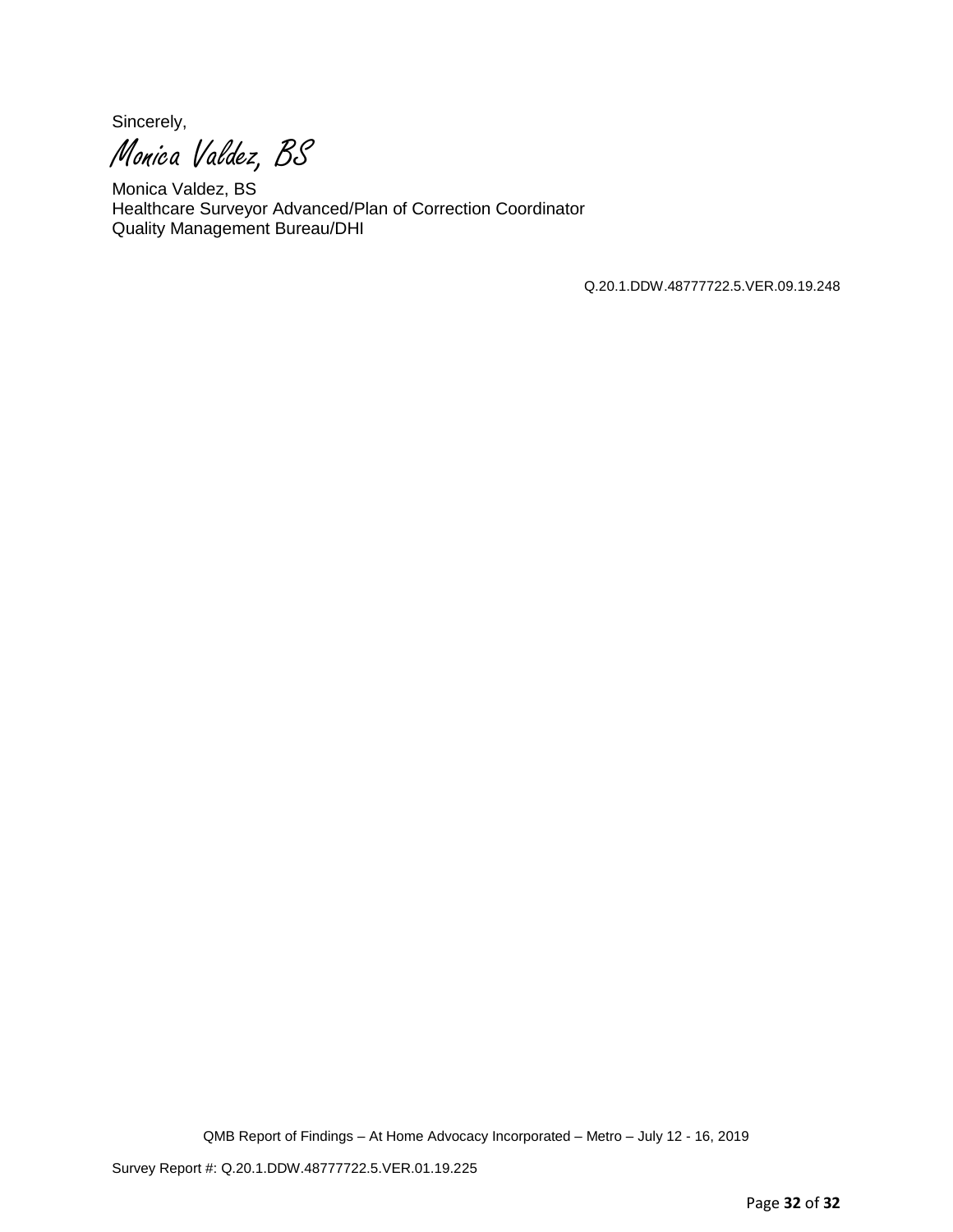Sincerely,

*Monica Valdez, BS*

Monica Valdez, BS
Healthcare Surveyor Advanced/Plan of Correction Coordinator
Quality Management Bureau/DHI

Q.20.1.DDW.48777722.5.VER.09.19.248